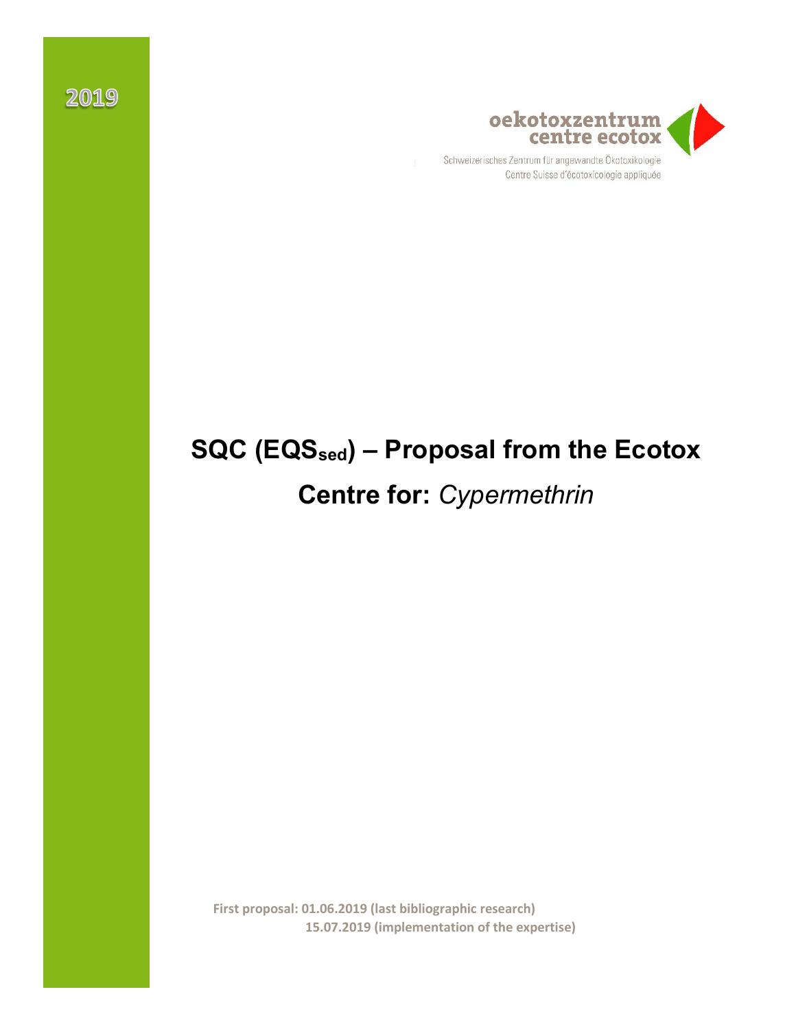2019

oekotoxzentrum
centre ecotox

Schweizerisches Zentrum für angewandte Ökotoxikologie
Centre Suisse d'écotoxicologie appliquée

# SQC ($EQS_{sed}$) – Proposal from the Ecotox Centre for: *Cypermethrin*

**First proposal: 01.06.2019 (last bibliographic research)**
**15.07.2019 (implementation of the expertise)**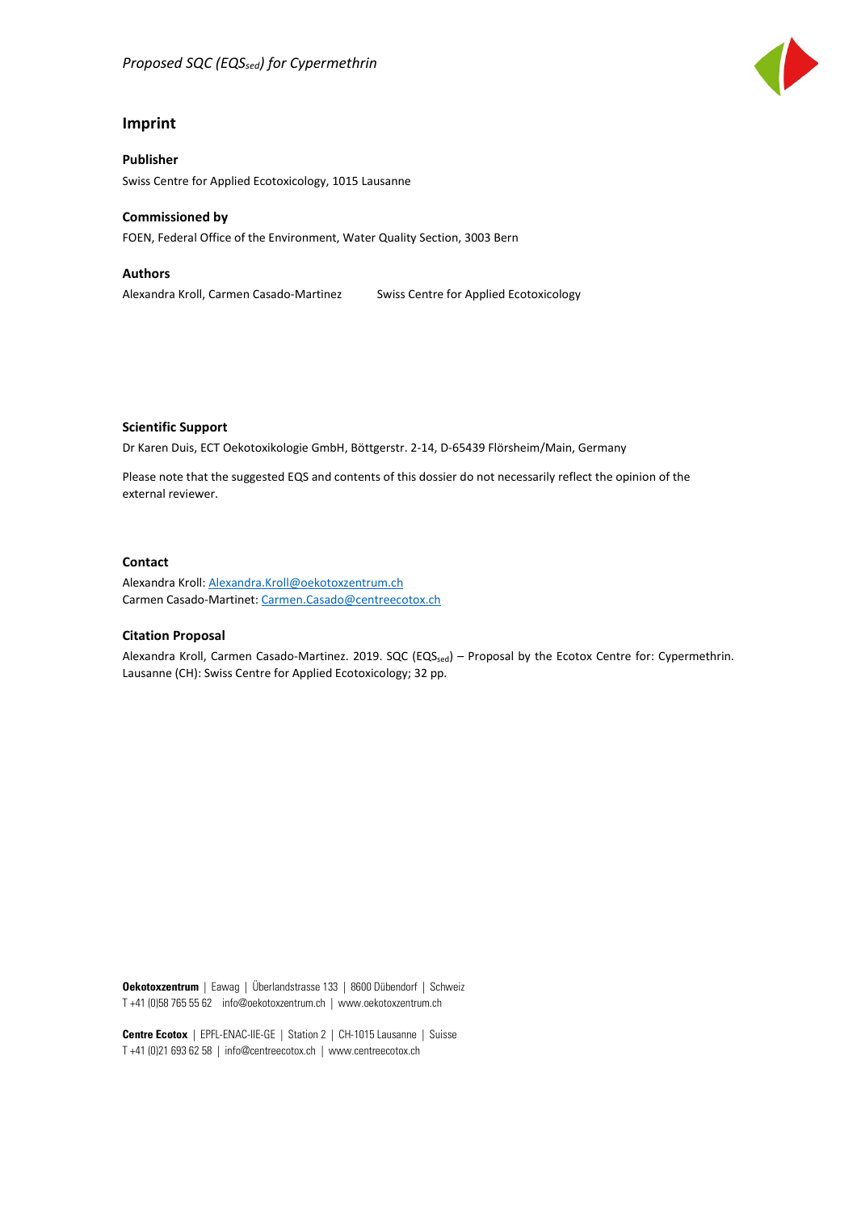## Imprint

### Publisher

Swiss Centre for Applied Ecotoxicology, 1015 Lausanne

### Commissioned by

FOEN, Federal Office of the Environment, Water Quality Section, 3003 Bern

### Authors

Alexandra Kroll, Carmen Casado-Martinez        Swiss Centre for Applied Ecotoxicology

### Scientific Support

Dr Karen Duis, ECT Oekotoxikologie GmbH, Böttgerstr. 2-14, D-65439 Flörsheim/Main, Germany

Please note that the suggested EQS and contents of this dossier do not necessarily reflect the opinion of the external reviewer.

### Contact

Alexandra Kroll: Alexandra.Kroll@oekotoxzentrum.ch
Carmen Casado-Martinet: Carmen.Casado@centreecotox.ch

### Citation Proposal

Alexandra Kroll, Carmen Casado-Martinez. 2019. SQC ($EQS_{sed}$) – Proposal by the Ecotox Centre for: Cypermethrin. Lausanne (CH): Swiss Centre for Applied Ecotoxicology; 32 pp.

**Oekotoxzentrum** | Eawag | Überlandstrasse 133 | 8600 Dübendorf | Schweiz
T +41 (0)58 765 55 62   info@oekotoxzentrum.ch | www.oekotoxzentrum.ch

**Centre Ecotox** | EPFL-ENAC-IIE-GE | Station 2 | CH-1015 Lausanne | Suisse
T +41 (0)21 693 62 58 | info@centreecotox.ch | www.centreecotox.ch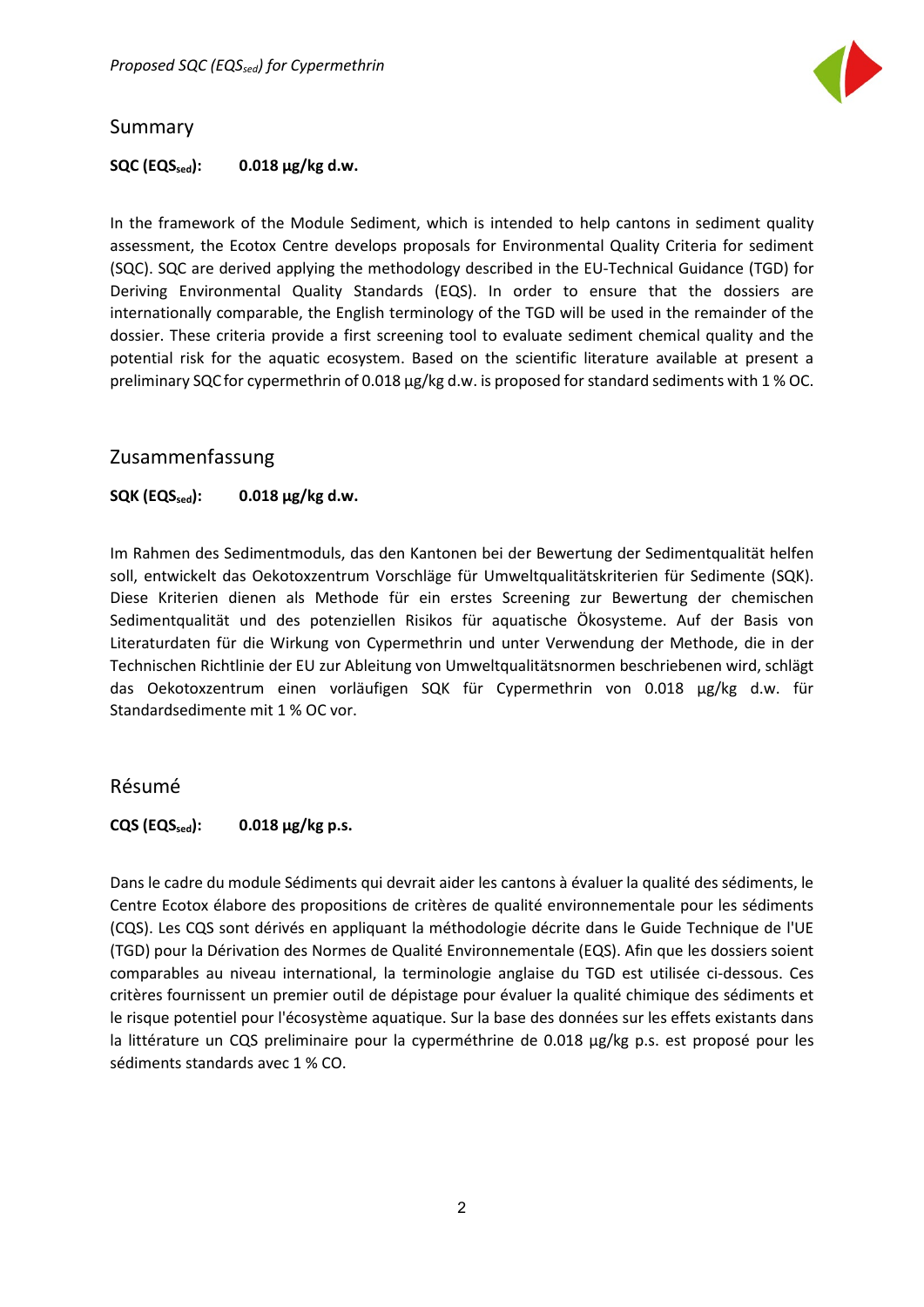## Summary

**SQC ($EQS_{sed}$): 0.018 µg/kg d.w.**

In the framework of the Module Sediment, which is intended to help cantons in sediment quality assessment, the Ecotox Centre develops proposals for Environmental Quality Criteria for sediment (SQC). SQC are derived applying the methodology described in the EU-Technical Guidance (TGD) for Deriving Environmental Quality Standards (EQS). In order to ensure that the dossiers are internationally comparable, the English terminology of the TGD will be used in the remainder of the dossier. These criteria provide a first screening tool to evaluate sediment chemical quality and the potential risk for the aquatic ecosystem. Based on the scientific literature available at present a preliminary SQC for cypermethrin of 0.018 µg/kg d.w. is proposed for standard sediments with 1 % OC.

## Zusammenfassung

**SQK ($EQS_{sed}$): 0.018 µg/kg d.w.**

Im Rahmen des Sedimentmoduls, das den Kantonen bei der Bewertung der Sedimentqualität helfen soll, entwickelt das Oekotoxzentrum Vorschläge für Umweltqualitätskriterien für Sedimente (SQK). Diese Kriterien dienen als Methode für ein erstes Screening zur Bewertung der chemischen Sedimentqualität und des potenziellen Risikos für aquatische Ökosysteme. Auf der Basis von Literaturdaten für die Wirkung von Cypermethrin und unter Verwendung der Methode, die in der Technischen Richtlinie der EU zur Ableitung von Umweltqualitätsnormen beschrieben wird, schlägt das Oekotoxzentrum einen vorläufigen SQK für Cypermethrin von 0.018 µg/kg d.w. für Standardsedimente mit 1 % OC vor.

## Résumé

**CQS ($EQS_{sed}$): 0.018 µg/kg p.s.**

Dans le cadre du module Sédiments qui devrait aider les cantons à évaluer la qualité des sédiments, le Centre Ecotox élabore des propositions de critères de qualité environnementale pour les sédiments (CQS). Les CQS sont dérivés en appliquant la méthodologie décrite dans le Guide Technique de l'UE (TGD) pour la Dérivation des Normes de Qualité Environnementale (EQS). Afin que les dossiers soient comparables au niveau international, la terminologie anglaise du TGD est utilisée ci-dessous. Ces critères fournissent un premier outil de dépistage pour évaluer la qualité chimique des sédiments et le risque potentiel pour l'écosystème aquatique. Sur la base des données sur les effets existants dans la littérature un CQS préliminaire pour la cyperméthrine de 0.018 µg/kg p.s. est proposé pour les sédiments standards avec 1 % CO.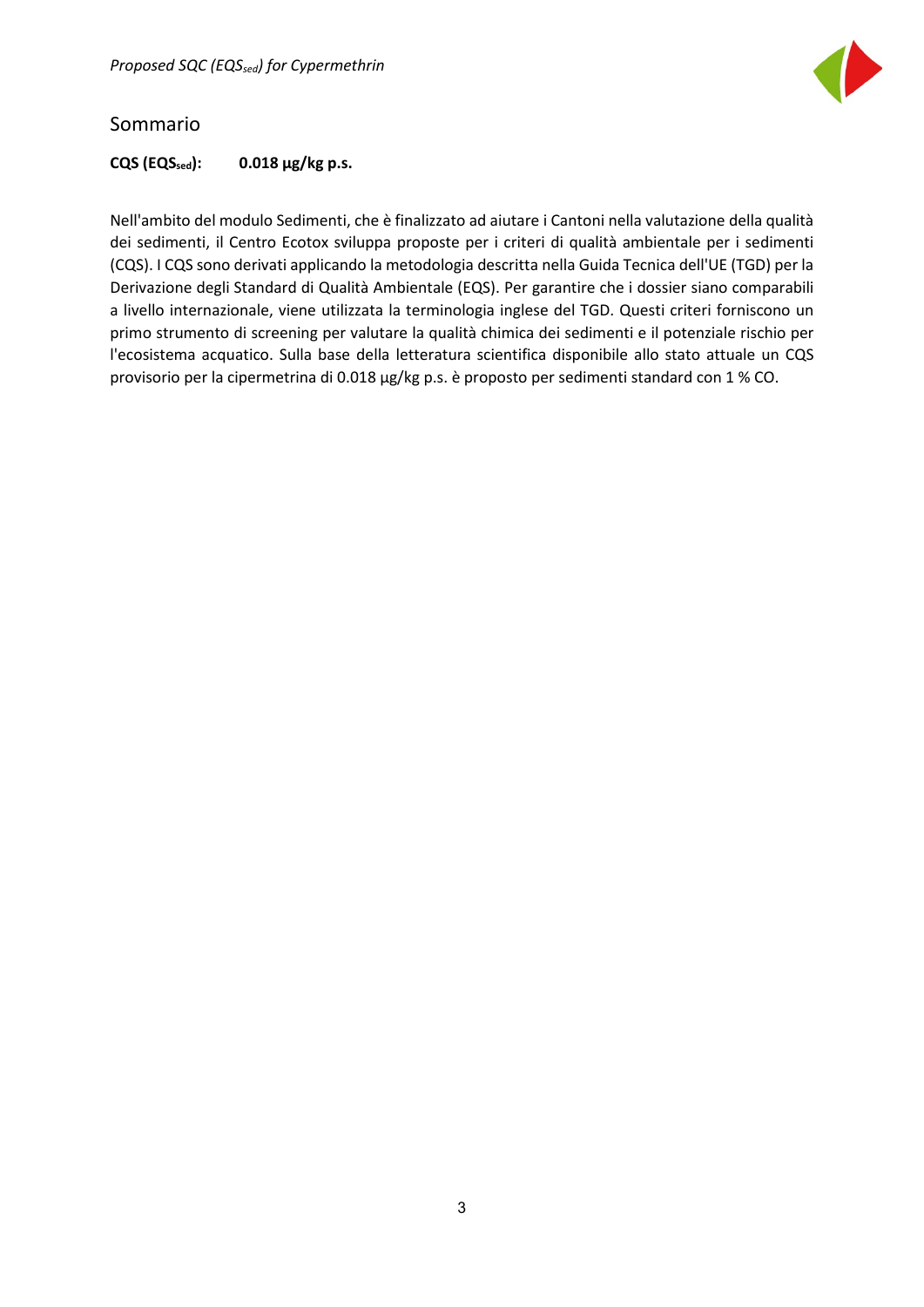## Sommario

**CQS ($EQS_{sed}$): 0.018 µg/kg p.s.**

Nell'ambito del modulo Sedimenti, che è finalizzato ad aiutare i Cantoni nella valutazione della qualità dei sedimenti, il Centro Ecotox sviluppa proposte per i criteri di qualità ambientale per i sedimenti (CQS). I CQS sono derivati applicando la metodologia descritta nella Guida Tecnica dell'UE (TGD) per la Derivazione degli Standard di Qualità Ambientale (EQS). Per garantire che i dossier siano comparabili a livello internazionale, viene utilizzata la terminologia inglese del TGD. Questi criteri forniscono un primo strumento di screening per valutare la qualità chimica dei sedimenti e il potenziale rischio per l'ecosistema acquatico. Sulla base della letteratura scientifica disponibile allo stato attuale un CQS provvisorio per la cipermetrina di 0.018 µg/kg p.s. è proposto per sedimenti standard con 1 % CO.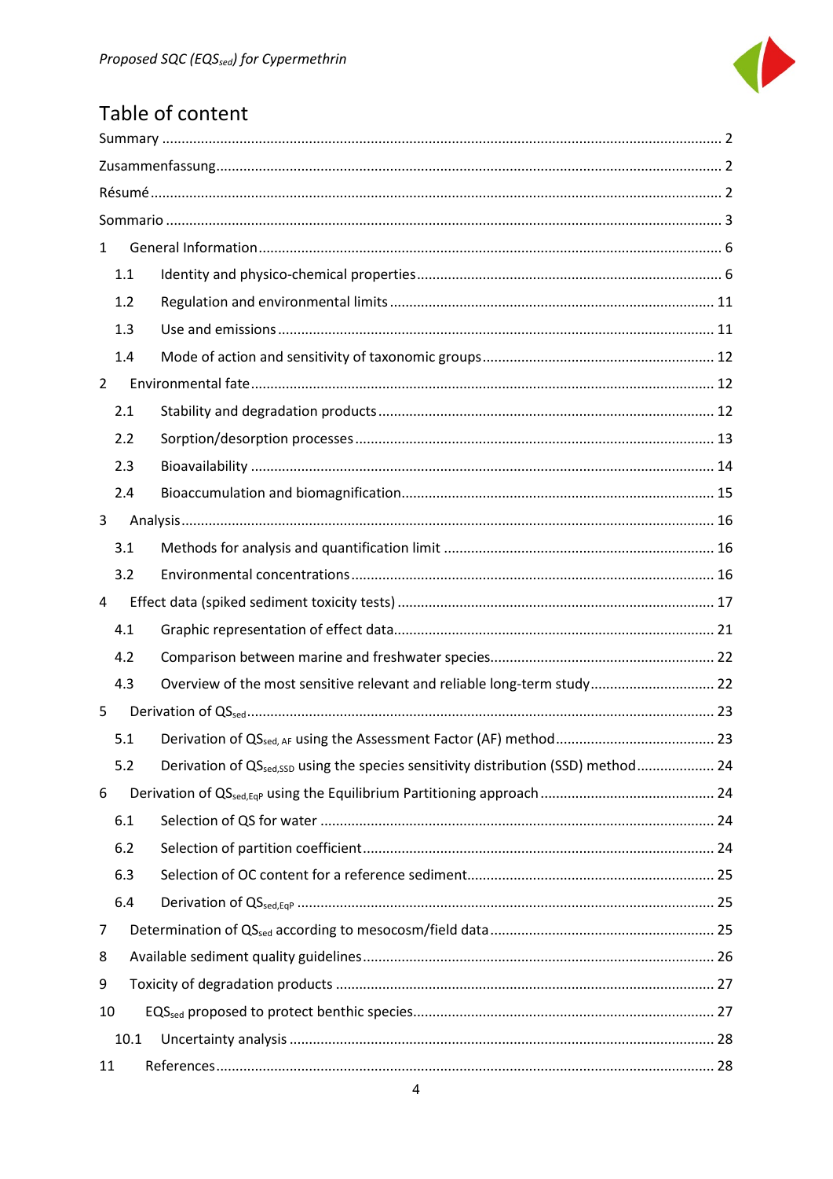# Table of content

Summary ........................................................................................................................................ 2

Zusammenfassung .......................................................................................................................... 2

Résumé ........................................................................................................................................... 2

Sommario ....................................................................................................................................... 3

1 General Information ..................................................................................................................... 6

1.1 Identity and physico-chemical properties ............................................................................. 6

1.2 Regulation and environmental limits .................................................................................. 11

1.3 Use and emissions .............................................................................................................. 11

1.4 Mode of action and sensitivity of taxonomic groups ........................................................... 12

2 Environmental fate ..................................................................................................................... 12

2.1 Stability and degradation products ..................................................................................... 12

2.2 Sorption/desorption processes ........................................................................................... 13

2.3 Bioavailability ...................................................................................................................... 14

2.4 Bioaccumulation and biomagnification ............................................................................... 15

3 Analysis ...................................................................................................................................... 16

3.1 Methods for analysis and quantification limit .................................................................... 16

3.2 Environmental concentrations ............................................................................................ 16

4 Effect data (spiked sediment toxicity tests) ................................................................................ 17

4.1 Graphic representation of effect data ................................................................................. 21

4.2 Comparison between marine and freshwater species ......................................................... 22

4.3 Overview of the most sensitive relevant and reliable long-term study ............................... 22

5 Derivation of $QS_{sed}$ .............................................................................................................. 23

5.1 Derivation of $QS_{sed, AF}$ using the Assessment Factor (AF) method ........................................ 23

5.2 Derivation of $QS_{sed,SSD}$ using the species sensitivity distribution (SSD) method ................... 24

6 Derivation of $QS_{sed,EqP}$ using the Equilibrium Partitioning approach ............................................ 24

6.1 Selection of QS for water .................................................................................................... 24

6.2 Selection of partition coefficient ......................................................................................... 24

6.3 Selection of OC content for a reference sediment ............................................................... 25

6.4 Derivation of $QS_{sed,EqP}$ ......................................................................................................... 25

7 Determination of $QS_{sed}$ according to mesocosm/field data ........................................................ 25

8 Available sediment quality guidelines ........................................................................................ 26

9 Toxicity of degradation products ................................................................................................ 27

10 $EQS_{sed}$ proposed to protect benthic species ............................................................................ 27

10.1 Uncertainty analysis ........................................................................................................... 28

11 References .................................................................................................................................. 28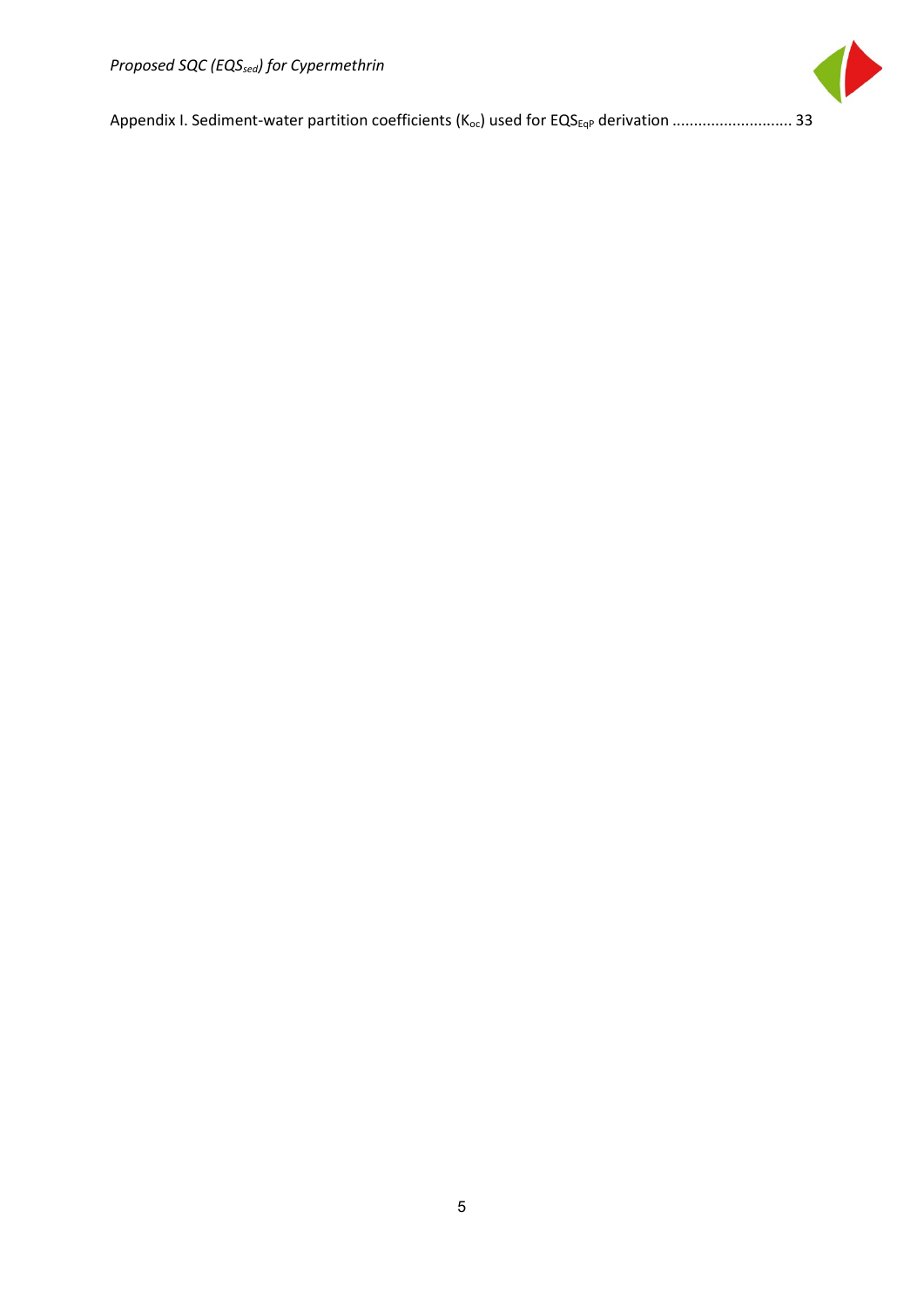Appendix I. Sediment-water partition coefficients ($K_{oc}$) used for $EQS_{EqP}$ derivation ........................... 33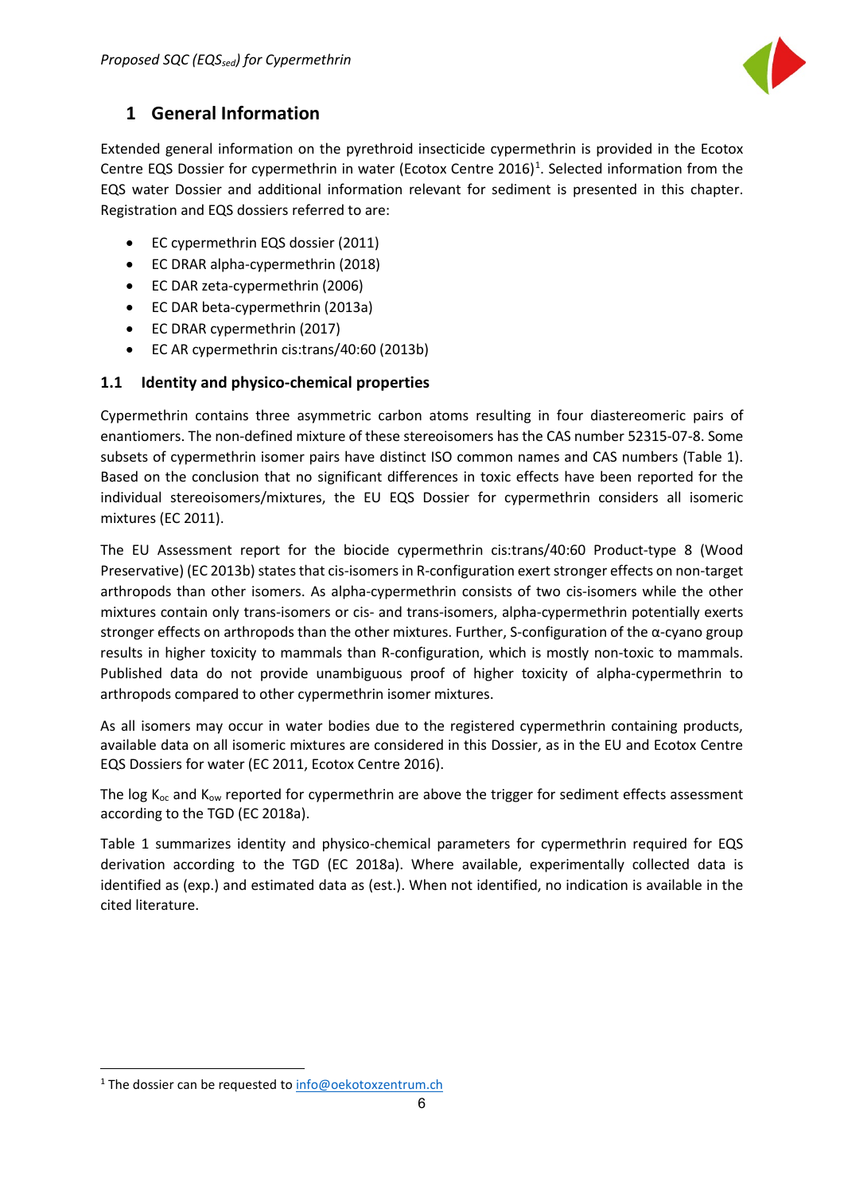# 1 General Information

Extended general information on the pyrethroid insecticide cypermethrin is provided in the Ecotox Centre EQS Dossier for cypermethrin in water (Ecotox Centre 2016)[1]. Selected information from the EQS water Dossier and additional information relevant for sediment is presented in this chapter. Registration and EQS dossiers referred to are:

- EC cypermethrin EQS dossier (2011)
- EC DRAR alpha-cypermethrin (2018)
- EC DAR zeta-cypermethrin (2006)
- EC DAR beta-cypermethrin (2013a)
- EC DRAR cypermethrin (2017)
- EC AR cypermethrin cis:trans/40:60 (2013b)

## 1.1 Identity and physico-chemical properties

Cypermethrin contains three asymmetric carbon atoms resulting in four diastereomeric pairs of enantiomers. The non-defined mixture of these stereoisomers has the CAS number 52315-07-8. Some subsets of cypermethrin isomer pairs have distinct ISO common names and CAS numbers (Table 1). Based on the conclusion that no significant differences in toxic effects have been reported for the individual stereoisomers/mixtures, the EU EQS Dossier for cypermethrin considers all isomeric mixtures (EC 2011).

The EU Assessment report for the biocide cypermethrin cis:trans/40:60 Product-type 8 (Wood Preservative) (EC 2013b) states that cis-isomers in R-configuration exert stronger effects on non-target arthropods than other isomers. As alpha-cypermethrin consists of two cis-isomers while the other mixtures contain only trans-isomers or cis- and trans-isomers, alpha-cypermethrin potentially exerts stronger effects on arthropods than the other mixtures. Further, S-configuration of the α-cyano group results in higher toxicity to mammals than R-configuration, which is mostly non-toxic to mammals. Published data do not provide unambiguous proof of higher toxicity of alpha-cypermethrin to arthropods compared to other cypermethrin isomer mixtures.

As all isomers may occur in water bodies due to the registered cypermethrin containing products, available data on all isomeric mixtures are considered in this Dossier, as in the EU and Ecotox Centre EQS Dossiers for water (EC 2011, Ecotox Centre 2016).

The log $K_{oc}$ and $K_{ow}$ reported for cypermethrin are above the trigger for sediment effects assessment according to the TGD (EC 2018a).

Table 1 summarizes identity and physico-chemical parameters for cypermethrin required for EQS derivation according to the TGD (EC 2018a). Where available, experimentally collected data is identified as (exp.) and estimated data as (est.). When not identified, no indication is available in the cited literature.

[1] The dossier can be requested to info@oekotoxzentrum.ch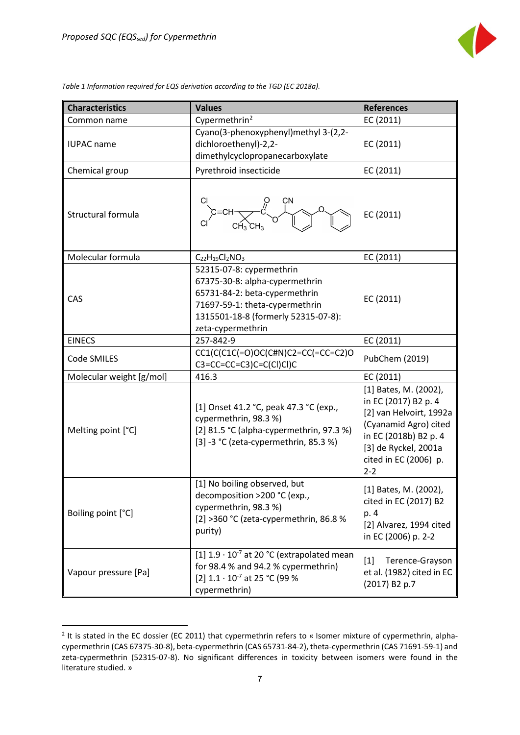*Table 1 Information required for EQS derivation according to the TGD (EC 2018a).*

| Characteristics | Values | References |
|---|---|---|
| Common name | Cypermethrin[2] | EC (2011) |
| IUPAC name | Cyano(3-phenoxyphenyl)methyl 3-(2,2-dichloroethenyl)-2,2-dimethylcyclopropanecarboxylate | EC (2011) |
| Chemical group | Pyrethroid insecticide | EC (2011) |
| Structural formula | | EC (2011) |
| Molecular formula | $C_{22}H_{19}Cl_2NO_3$ | EC (2011) |
| CAS | 52315-07-8: cypermethrin<br>67375-30-8: alpha-cypermethrin<br>65731-84-2: beta-cypermethrin<br>71697-59-1: theta-cypermethrin<br>1315501-18-8 (formerly 52315-07-8): zeta-cypermethrin | EC (2011) |
| EINECS | 257-842-9 | EC (2011) |
| Code SMILES | CC1(C(C1C(=O)OC(C#N)C2=CC(=CC=C2)OC3=CC=CC=C3)C=C(Cl)Cl)C | PubChem (2019) |
| Molecular weight [g/mol] | 416.3 | EC (2011) |
| Melting point [°C] | [1] Onset 41.2 °C, peak 47.3 °C (exp., cypermethrin, 98.3 %)<br>[2] 81.5 °C (alpha-cypermethrin, 97.3 %)<br>[3] -3 °C (zeta-cypermethrin, 85.3 %) | [1] Bates, M. (2002), in EC (2017) B2 p. 4<br>[2] van Helvoirt, 1992a (Cyanamid Agro) cited in EC (2018b) B2 p. 4<br>[3] de Ryckel, 2001a cited in EC (2006) p. 2-2 |
| Boiling point [°C] | [1] No boiling observed, but decomposition >200 °C (exp., cypermethrin, 98.3 %)<br>[2] >360 °C (zeta-cypermethrin, 86.8 % purity) | [1] Bates, M. (2002), cited in EC (2017) B2 p. 4<br>[2] Alvarez, 1994 cited in EC (2006) p. 2-2 |
| Vapour pressure [Pa] | [1] $1.9 \cdot 10^{-7}$ at 20 °C (extrapolated mean for 98.4 % and 94.2 % cypermethrin)<br>[2] $1.1 \cdot 10^{-7}$ at 25 °C (99 % cypermethrin) | [1] Terence-Grayson et al. (1982) cited in EC (2017) B2 p.7 |

[2] It is stated in the EC dossier (EC 2011) that cypermethrin refers to « Isomer mixture of cypermethrin, alpha-cypermethrin (CAS 67375-30-8), beta-cypermethrin (CAS 65731-84-2), theta-cypermethrin (CAS 71691-59-1) and zeta-cypermethrin (52315-07-8). No significant differences in toxicity between isomers were found in the literature studied. »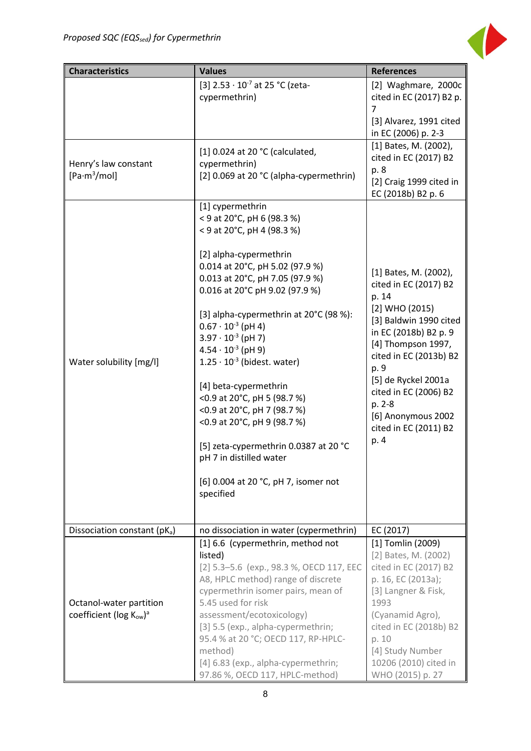| Characteristics | Values | References |
|---|---|---|
| | [3] $2.53 \cdot 10^{-7}$ at 25 °C (zeta-cypermethrin) | [2] Waghmare, 2000c cited in EC (2017) B2 p. 7<br>[3] Alvarez, 1991 cited in EC (2006) p. 2-3 |
| Henry's law constant [$Pa \cdot m^3/mol$] | [1] 0.024 at 20 °C (calculated, cypermethrin)<br>[2] 0.069 at 20 °C (alpha-cypermethrin) | [1] Bates, M. (2002), cited in EC (2017) B2 p. 8<br>[2] Craig 1999 cited in EC (2018b) B2 p. 6 |
| Water solubility [mg/l] | [1] cypermethrin<br>< 9 at 20°C, pH 6 (98.3 %)<br>< 9 at 20°C, pH 4 (98.3 %)<br><br>[2] alpha-cypermethrin<br>0.014 at 20°C, pH 5.02 (97.9 %)<br>0.013 at 20°C, pH 7.05 (97.9 %)<br>0.016 at 20°C pH 9.02 (97.9 %)<br><br>[3] alpha-cypermethrin at 20°C (98 %):<br>$0.67 \cdot 10^{-3}$ (pH 4)<br>$3.97 \cdot 10^{-3}$ (pH 7)<br>$4.54 \cdot 10^{-3}$ (pH 9)<br>$1.25 \cdot 10^{-3}$ (bidest. water)<br><br>[4] beta-cypermethrin<br><0.9 at 20°C, pH 5 (98.7 %)<br><0.9 at 20°C, pH 7 (98.7 %)<br><0.9 at 20°C, pH 9 (98.7 %)<br><br>[5] zeta-cypermethrin 0.0387 at 20 °C pH 7 in distilled water<br><br>[6] 0.004 at 20 °C, pH 7, isomer not specified | [1] Bates, M. (2002), cited in EC (2017) B2 p. 14<br>[2] WHO (2015)<br>[3] Baldwin 1990 cited in EC (2018b) B2 p. 9<br>[4] Thompson 1997, cited in EC (2013b) B2 p. 9<br>[5] de Ryckel 2001a cited in EC (2006) B2 p. 2-8<br>[6] Anonymous 2002 cited in EC (2011) B2 p. 4 |
| Dissociation constant ($pK_a$) | no dissociation in water (cypermethrin) | EC (2017) |
| Octanol-water partition coefficient (log $K_{ow}$)[a] | [1] 6.6 (cypermethrin, method not listed)<br>[2] 5.3–5.6 (exp., 98.3 %, OECD 117, EEC A8, HPLC method) range of discrete cypermethrin isomer pairs, mean of 5.45 used for risk assessment/ecotoxicology)<br>[3] 5.5 (exp., alpha-cypermethrin; 95.4 % at 20 °C; OECD 117, RP-HPLC-method)<br>[4] 6.83 (exp., alpha-cypermethrin; 97.86 %, OECD 117, HPLC-method) | [1] Tomlin (2009)<br>[2] Bates, M. (2002) cited in EC (2017) B2 p. 16, EC (2013a);<br>[3] Langner & Fisk, 1993 (Cyanamid Agro), cited in EC (2018b) B2 p. 10<br>[4] Study Number 10206 (2010) cited in WHO (2015) p. 27 |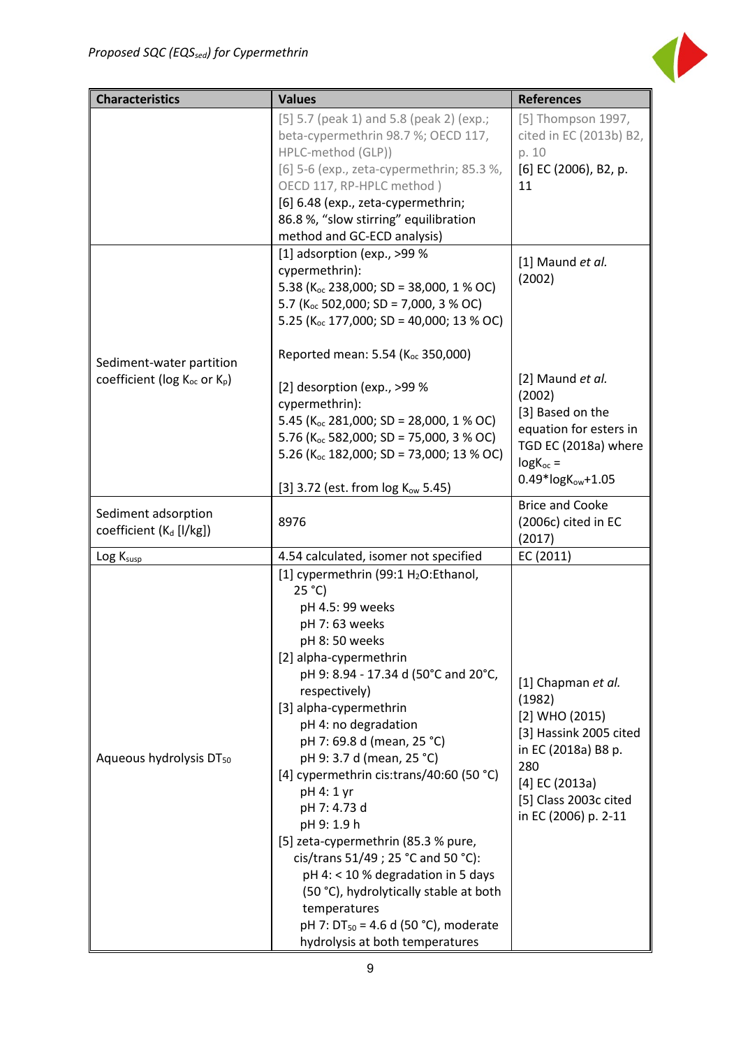| Characteristics | Values | References |
|---|---|---|
| | [5] 5.7 (peak 1) and 5.8 (peak 2) (exp.; beta-cypermethrin 98.7 %; OECD 117, HPLC-method (GLP))<br>[6] 5-6 (exp., zeta-cypermethrin; 85.3 %, OECD 117, RP-HPLC method )<br>[6] 6.48 (exp., zeta-cypermethrin; 86.8 %, "slow stirring" equilibration method and GC-ECD analysis) | [5] Thompson 1997, cited in EC (2013b) B2, p. 10<br>[6] EC (2006), B2, p. 11 |
| Sediment-water partition coefficient (log $K_{oc}$ or $K_p$) | [1] adsorption (exp., >99 % cypermethrin):<br>5.38 ($K_{oc}$ 238,000; SD = 38,000, 1 % OC)<br>5.7 ($K_{oc}$ 502,000; SD = 7,000, 3 % OC)<br>5.25 ($K_{oc}$ 177,000; SD = 40,000; 13 % OC)<br><br>Reported mean: 5.54 ($K_{oc}$ 350,000)<br><br>[2] desorption (exp., >99 % cypermethrin):<br>5.45 ($K_{oc}$ 281,000; SD = 28,000, 1 % OC)<br>5.76 ($K_{oc}$ 582,000; SD = 75,000, 3 % OC)<br>5.26 ($K_{oc}$ 182,000; SD = 73,000; 13 % OC)<br><br>[3] 3.72 (est. from log $K_{ow}$ 5.45) | [1] Maund *et al.* (2002)<br><br>[2] Maund *et al.* (2002)<br>[3] Based on the equation for esters in TGD EC (2018a) where $\log K_{oc} = 0.49 \cdot \log K_{ow} + 1.05$ |
| Sediment adsorption coefficient ($K_d$ [l/kg]) | 8976 | Brice and Cooke (2006c) cited in EC (2017) |
| Log $K_{susp}$ | 4.54 calculated, isomer not specified | EC (2011) |
| Aqueous hydrolysis $DT_{50}$ | [1] cypermethrin (99:1 $H_2O$:Ethanol, 25 °C)<br>pH 4.5: 99 weeks<br>pH 7: 63 weeks<br>pH 8: 50 weeks<br>[2] alpha-cypermethrin<br>pH 9: 8.94 - 17.34 d (50°C and 20°C, respectively)<br>[3] alpha-cypermethrin<br>pH 4: no degradation<br>pH 7: 69.8 d (mean, 25 °C)<br>pH 9: 3.7 d (mean, 25 °C)<br>[4] cypermethrin cis:trans/40:60 (50 °C)<br>pH 4: 1 yr<br>pH 7: 4.73 d<br>pH 9: 1.9 h<br>[5] zeta-cypermethrin (85.3 % pure, cis/trans 51/49 ; 25 °C and 50 °C):<br>pH 4: < 10 % degradation in 5 days (50 °C), hydrolytically stable at both temperatures<br>pH 7: $DT_{50}$ = 4.6 d (50 °C), moderate hydrolysis at both temperatures | [1] Chapman *et al.* (1982)<br>[2] WHO (2015)<br>[3] Hassink 2005 cited in EC (2018a) B8 p. 280<br>[4] EC (2013a)<br>[5] Class 2003c cited in EC (2006) p. 2-11 |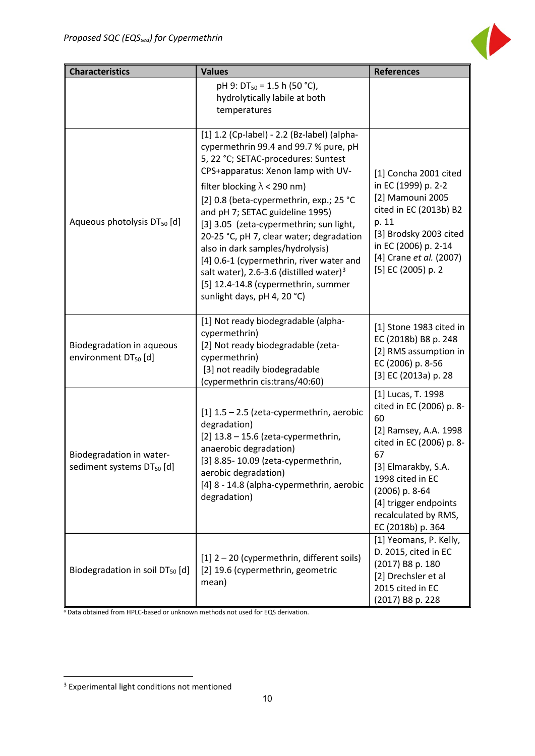| Characteristics | Values | References |
|---|---|---|
| | pH 9: $DT_{50}$ = 1.5 h (50 °C), hydrolytically labile at both temperatures | |
| Aqueous photolysis $DT_{50}$ [d] | [1] 1.2 (Cp-label) - 2.2 (Bz-label) (alpha-cypermethrin 99.4 and 99.7 % pure, pH 5, 22 °C; SETAC-procedures: Suntest CPS+apparatus: Xenon lamp with UV-filter blocking $\lambda$ < 290 nm)<br>[2] 0.8 (beta-cypermethrin, exp.; 25 °C and pH 7; SETAC guideline 1995)<br>[3] 3.05 (zeta-cypermethrin; sun light, 20-25 °C, pH 7, clear water; degradation also in dark samples/hydrolysis)<br>[4] 0.6-1 (cypermethrin, river water and salt water), 2.6-3.6 (distilled water)[3]<br>[5] 12.4-14.8 (cypermethrin, summer sunlight days, pH 4, 20 °C) | [1] Concha 2001 cited in EC (1999) p. 2-2<br>[2] Mamouni 2005 cited in EC (2013b) B2 p. 11<br>[3] Brodsky 2003 cited in EC (2006) p. 2-14<br>[4] Crane *et al.* (2007)<br>[5] EC (2005) p. 2 |
| Biodegradation in aqueous environment $DT_{50}$ [d] | [1] Not ready biodegradable (alpha-cypermethrin)<br>[2] Not ready biodegradable (zeta-cypermethrin)<br>[3] not readily biodegradable (cypermethrin cis:trans/40:60) | [1] Stone 1983 cited in EC (2018b) B8 p. 248<br>[2] RMS assumption in EC (2006) p. 8-56<br>[3] EC (2013a) p. 28 |
| Biodegradation in water-sediment systems $DT_{50}$ [d] | [1] 1.5 – 2.5 (zeta-cypermethrin, aerobic degradation)<br>[2] 13.8 – 15.6 (zeta-cypermethrin, anaerobic degradation)<br>[3] 8.85- 10.09 (zeta-cypermethrin, aerobic degradation)<br>[4] 8 - 14.8 (alpha-cypermethrin, aerobic degradation) | [1] Lucas, T. 1998 cited in EC (2006) p. 8-60<br>[2] Ramsey, A.A. 1998 cited in EC (2006) p. 8-67<br>[3] Elmarakby, S.A. 1998 cited in EC (2006) p. 8-64<br>[4] trigger endpoints recalculated by RMS, EC (2018b) p. 364 |
| Biodegradation in soil $DT_{50}$ [d] | [1] 2 – 20 (cypermethrin, different soils)<br>[2] 19.6 (cypermethrin, geometric mean) | [1] Yeomans, P. Kelly, D. 2015, cited in EC (2017) B8 p. 180<br>[2] Drechsler et al 2015 cited in EC (2017) B8 p. 228 |

[a] Data obtained from HPLC-based or unknown methods not used for EQS derivation.

[3] Experimental light conditions not mentioned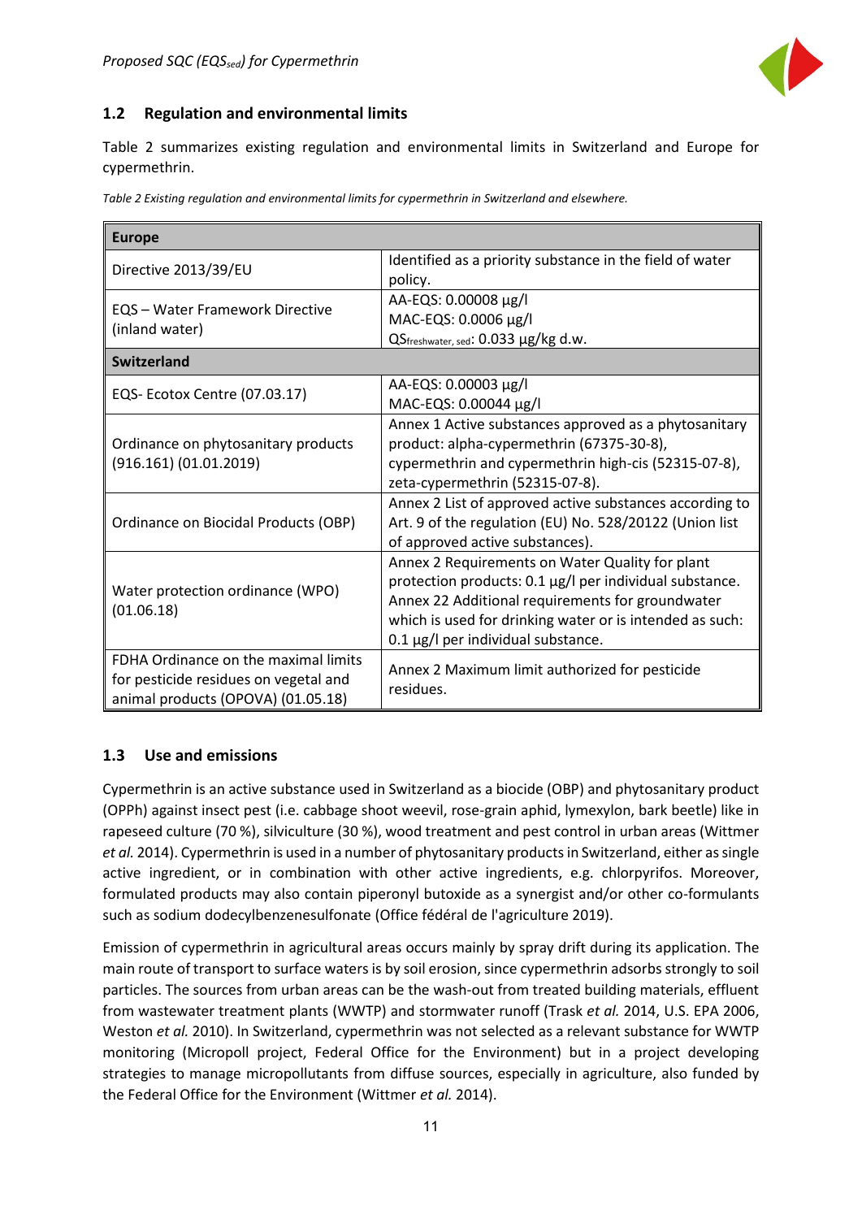## 1.2 Regulation and environmental limits

Table 2 summarizes existing regulation and environmental limits in Switzerland and Europe for cypermethrin.

*Table 2 Existing regulation and environmental limits for cypermethrin in Switzerland and elsewhere.*

| **Europe** | |
|---|---|
| Directive 2013/39/EU | Identified as a priority substance in the field of water policy. |
| EQS – Water Framework Directive (inland water) | AA-EQS: 0.00008 µg/l<br>MAC-EQS: 0.0006 µg/l<br>$QS_{freshwater,\ sed}$: 0.033 µg/kg d.w. |
| **Switzerland** | |
| EQS- Ecotox Centre (07.03.17) | AA-EQS: 0.00003 µg/l<br>MAC-EQS: 0.00044 µg/l |
| Ordinance on phytosanitary products (916.161) (01.01.2019) | Annex 1 Active substances approved as a phytosanitary product: alpha-cypermethrin (67375-30-8), cypermethrin and cypermethrin high-cis (52315-07-8), zeta-cypermethrin (52315-07-8). |
| Ordinance on Biocidal Products (OBP) | Annex 2 List of approved active substances according to Art. 9 of the regulation (EU) No. 528/20122 (Union list of approved active substances). |
| Water protection ordinance (WPO) (01.06.18) | Annex 2 Requirements on Water Quality for plant protection products: 0.1 µg/l per individual substance.<br>Annex 22 Additional requirements for groundwater which is used for drinking water or is intended as such: 0.1 µg/l per individual substance. |
| FDHA Ordinance on the maximal limits for pesticide residues on vegetal and animal products (OPOVA) (01.05.18) | Annex 2 Maximum limit authorized for pesticide residues. |

## 1.3 Use and emissions

Cypermethrin is an active substance used in Switzerland as a biocide (OBP) and phytosanitary product (OPPh) against insect pest (i.e. cabbage shoot weevil, rose-grain aphid, lymexylon, bark beetle) like in rapeseed culture (70 %), silviculture (30 %), wood treatment and pest control in urban areas (Wittmer *et al.* 2014). Cypermethrin is used in a number of phytosanitary products in Switzerland, either as single active ingredient, or in combination with other active ingredients, e.g. chlorpyrifos. Moreover, formulated products may also contain piperonyl butoxide as a synergist and/or other co-formulants such as sodium dodecylbenzenesulfonate (Office fédéral de l'agriculture 2019).

Emission of cypermethrin in agricultural areas occurs mainly by spray drift during its application. The main route of transport to surface waters is by soil erosion, since cypermethrin adsorbs strongly to soil particles. The sources from urban areas can be the wash-out from treated building materials, effluent from wastewater treatment plants (WWTP) and stormwater runoff (Trask *et al.* 2014, U.S. EPA 2006, Weston *et al.* 2010). In Switzerland, cypermethrin was not selected as a relevant substance for WWTP monitoring (Micropoll project, Federal Office for the Environment) but in a project developing strategies to manage micropollutants from diffuse sources, especially in agriculture, also funded by the Federal Office for the Environment (Wittmer *et al.* 2014).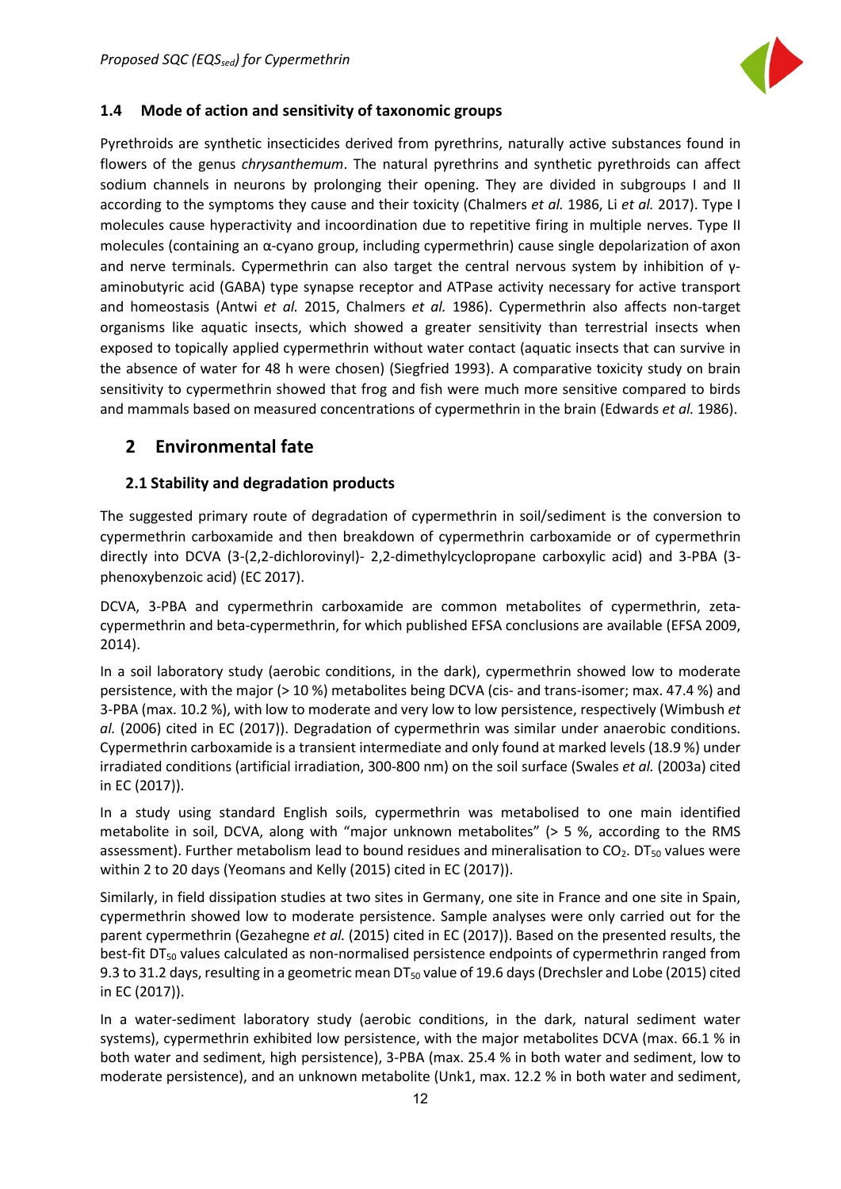### 1.4 Mode of action and sensitivity of taxonomic groups

Pyrethroids are synthetic insecticides derived from pyrethrins, naturally active substances found in flowers of the genus *chrysanthemum*. The natural pyrethrins and synthetic pyrethroids can affect sodium channels in neurons by prolonging their opening. They are divided in subgroups I and II according to the symptoms they cause and their toxicity (Chalmers *et al.* 1986, Li *et al.* 2017). Type I molecules cause hyperactivity and incoordination due to repetitive firing in multiple nerves. Type II molecules (containing an α-cyano group, including cypermethrin) cause single depolarization of axon and nerve terminals. Cypermethrin can also target the central nervous system by inhibition of γ-aminobutyric acid (GABA) type synapse receptor and ATPase activity necessary for active transport and homeostasis (Antwi *et al.* 2015, Chalmers *et al.* 1986). Cypermethrin also affects non-target organisms like aquatic insects, which showed a greater sensitivity than terrestrial insects when exposed to topically applied cypermethrin without water contact (aquatic insects that can survive in the absence of water for 48 h were chosen) (Siegfried 1993). A comparative toxicity study on brain sensitivity to cypermethrin showed that frog and fish were much more sensitive compared to birds and mammals based on measured concentrations of cypermethrin in the brain (Edwards *et al.* 1986).

## 2 Environmental fate

### 2.1 Stability and degradation products

The suggested primary route of degradation of cypermethrin in soil/sediment is the conversion to cypermethrin carboxamide and then breakdown of cypermethrin carboxamide or of cypermethrin directly into DCVA (3-(2,2-dichlorovinyl)- 2,2-dimethylcyclopropane carboxylic acid) and 3-PBA (3-phenoxybenzoic acid) (EC 2017).

DCVA, 3-PBA and cypermethrin carboxamide are common metabolites of cypermethrin, zeta-cypermethrin and beta-cypermethrin, for which published EFSA conclusions are available (EFSA 2009, 2014).

In a soil laboratory study (aerobic conditions, in the dark), cypermethrin showed low to moderate persistence, with the major (> 10 %) metabolites being DCVA (cis- and trans-isomer; max. 47.4 %) and 3-PBA (max. 10.2 %), with low to moderate and very low to low persistence, respectively (Wimbush *et al.* (2006) cited in EC (2017)). Degradation of cypermethrin was similar under anaerobic conditions. Cypermethrin carboxamide is a transient intermediate and only found at marked levels (18.9 %) under irradiated conditions (artificial irradiation, 300-800 nm) on the soil surface (Swales *et al.* (2003a) cited in EC (2017)).

In a study using standard English soils, cypermethrin was metabolised to one main identified metabolite in soil, DCVA, along with "major unknown metabolites" (> 5 %, according to the RMS assessment). Further metabolism lead to bound residues and mineralisation to $CO_2$. $DT_{50}$ values were within 2 to 20 days (Yeomans and Kelly (2015) cited in EC (2017)).

Similarly, in field dissipation studies at two sites in Germany, one site in France and one site in Spain, cypermethrin showed low to moderate persistence. Sample analyses were only carried out for the parent cypermethrin (Gezahegne *et al.* (2015) cited in EC (2017)). Based on the presented results, the best-fit $DT_{50}$ values calculated as non-normalised persistence endpoints of cypermethrin ranged from 9.3 to 31.2 days, resulting in a geometric mean $DT_{50}$ value of 19.6 days (Drechsler and Lobe (2015) cited in EC (2017)).

In a water-sediment laboratory study (aerobic conditions, in the dark, natural sediment water systems), cypermethrin exhibited low persistence, with the major metabolites DCVA (max. 66.1 % in both water and sediment, high persistence), 3-PBA (max. 25.4 % in both water and sediment, low to moderate persistence), and an unknown metabolite (Unk1, max. 12.2 % in both water and sediment,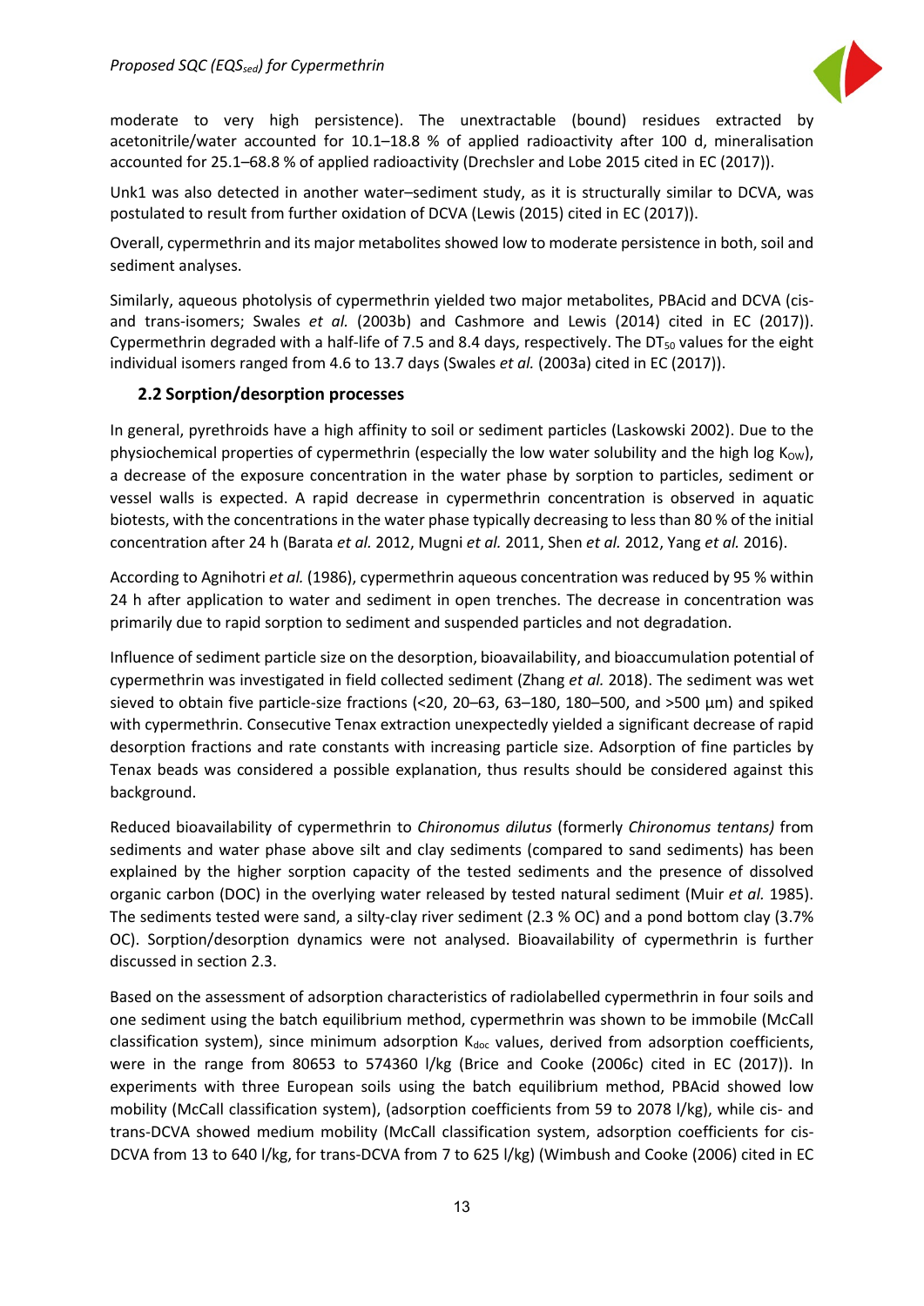moderate to very high persistence). The unextractable (bound) residues extracted by acetonitrile/water accounted for 10.1–18.8 % of applied radioactivity after 100 d, mineralisation accounted for 25.1–68.8 % of applied radioactivity (Drechsler and Lobe 2015 cited in EC (2017)).

Unk1 was also detected in another water–sediment study, as it is structurally similar to DCVA, was postulated to result from further oxidation of DCVA (Lewis (2015) cited in EC (2017)).

Overall, cypermethrin and its major metabolites showed low to moderate persistence in both, soil and sediment analyses.

Similarly, aqueous photolysis of cypermethrin yielded two major metabolites, PBAcid and DCVA (cis- and trans-isomers; Swales *et al.* (2003b) and Cashmore and Lewis (2014) cited in EC (2017)). Cypermethrin degraded with a half-life of 7.5 and 8.4 days, respectively. The $DT_{50}$ values for the eight individual isomers ranged from 4.6 to 13.7 days (Swales *et al.* (2003a) cited in EC (2017)).

## 2.2 Sorption/desorption processes

In general, pyrethroids have a high affinity to soil or sediment particles (Laskowski 2002). Due to the physiochemical properties of cypermethrin (especially the low water solubility and the high log $K_{OW}$), a decrease of the exposure concentration in the water phase by sorption to particles, sediment or vessel walls is expected. A rapid decrease in cypermethrin concentration is observed in aquatic biotests, with the concentrations in the water phase typically decreasing to less than 80 % of the initial concentration after 24 h (Barata *et al.* 2012, Mugni *et al.* 2011, Shen *et al.* 2012, Yang *et al.* 2016).

According to Agnihotri *et al.* (1986), cypermethrin aqueous concentration was reduced by 95 % within 24 h after application to water and sediment in open trenches. The decrease in concentration was primarily due to rapid sorption to sediment and suspended particles and not degradation.

Influence of sediment particle size on the desorption, bioavailability, and bioaccumulation potential of cypermethrin was investigated in field collected sediment (Zhang *et al.* 2018). The sediment was wet sieved to obtain five particle-size fractions (<20, 20–63, 63–180, 180–500, and >500 µm) and spiked with cypermethrin. Consecutive Tenax extraction unexpectedly yielded a significant decrease of rapid desorption fractions and rate constants with increasing particle size. Adsorption of fine particles by Tenax beads was considered a possible explanation, thus results should be considered against this background.

Reduced bioavailability of cypermethrin to *Chironomus dilutus* (formerly *Chironomus tentans)* from sediments and water phase above silt and clay sediments (compared to sand sediments) has been explained by the higher sorption capacity of the tested sediments and the presence of dissolved organic carbon (DOC) in the overlying water released by tested natural sediment (Muir *et al.* 1985). The sediments tested were sand, a silty-clay river sediment (2.3 % OC) and a pond bottom clay (3.7% OC). Sorption/desorption dynamics were not analysed. Bioavailability of cypermethrin is further discussed in section 2.3.

Based on the assessment of adsorption characteristics of radiolabelled cypermethrin in four soils and one sediment using the batch equilibrium method, cypermethrin was shown to be immobile (McCall classification system), since minimum adsorption $K_{doc}$ values, derived from adsorption coefficients, were in the range from 80653 to 574360 l/kg (Brice and Cooke (2006c) cited in EC (2017)). In experiments with three European soils using the batch equilibrium method, PBAcid showed low mobility (McCall classification system), (adsorption coefficients from 59 to 2078 l/kg), while cis- and trans-DCVA showed medium mobility (McCall classification system, adsorption coefficients for cis-DCVA from 13 to 640 l/kg, for trans-DCVA from 7 to 625 l/kg) (Wimbush and Cooke (2006) cited in EC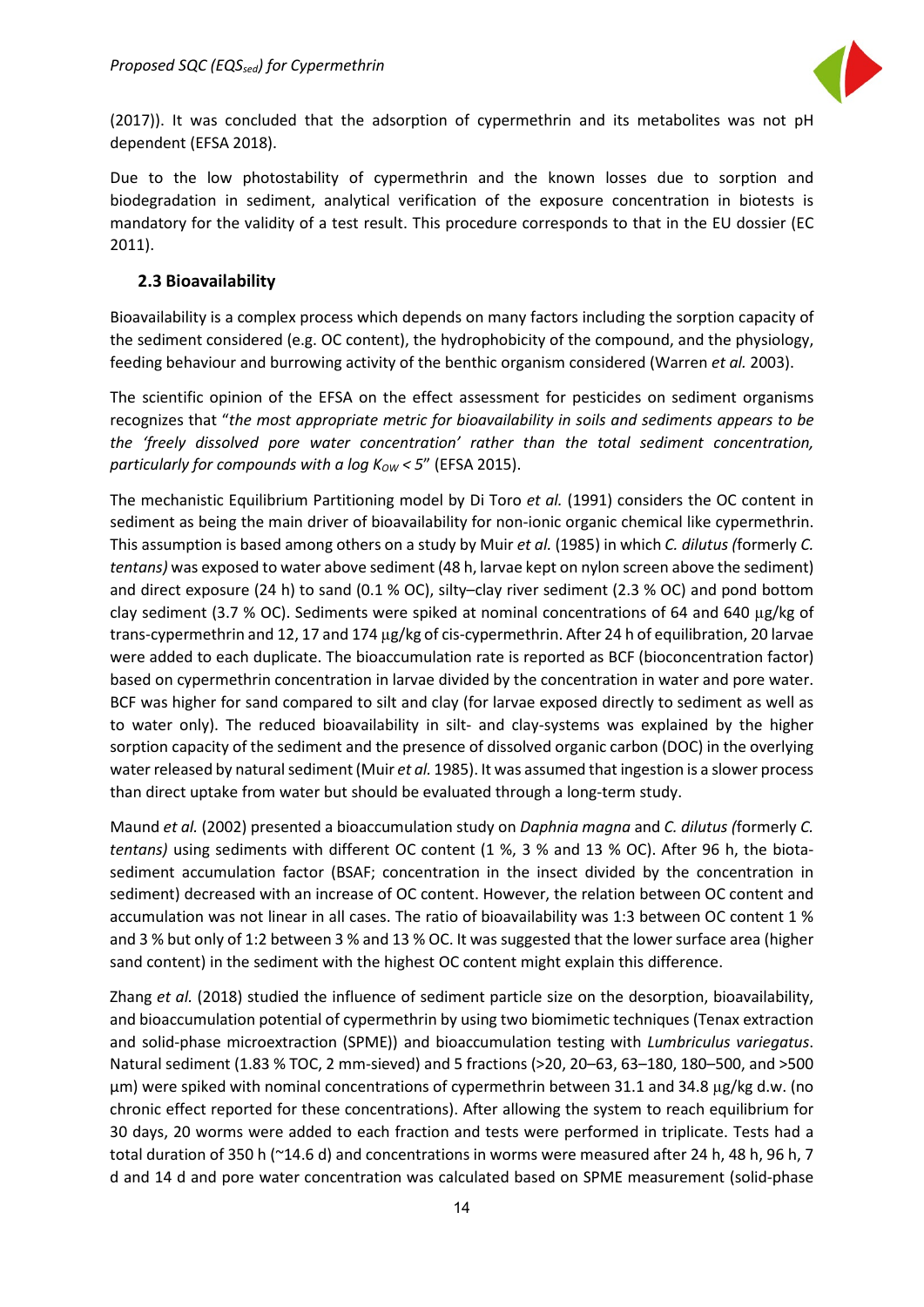(2017)). It was concluded that the adsorption of cypermethrin and its metabolites was not pH dependent (EFSA 2018).

Due to the low photostability of cypermethrin and the known losses due to sorption and biodegradation in sediment, analytical verification of the exposure concentration in biotests is mandatory for the validity of a test result. This procedure corresponds to that in the EU dossier (EC 2011).

## 2.3 Bioavailability

Bioavailability is a complex process which depends on many factors including the sorption capacity of the sediment considered (e.g. OC content), the hydrophobicity of the compound, and the physiology, feeding behaviour and burrowing activity of the benthic organism considered (Warren *et al.* 2003).

The scientific opinion of the EFSA on the effect assessment for pesticides on sediment organisms recognizes that "*the most appropriate metric for bioavailability in soils and sediments appears to be the 'freely dissolved pore water concentration' rather than the total sediment concentration, particularly for compounds with a log $K_{OW} < 5$*" (EFSA 2015).

The mechanistic Equilibrium Partitioning model by Di Toro *et al.* (1991) considers the OC content in sediment as being the main driver of bioavailability for non-ionic organic chemical like cypermethrin. This assumption is based among others on a study by Muir *et al.* (1985) in which *C. dilutus (*formerly *C. tentans)* was exposed to water above sediment (48 h, larvae kept on nylon screen above the sediment) and direct exposure (24 h) to sand (0.1 % OC), silty–clay river sediment (2.3 % OC) and pond bottom clay sediment (3.7 % OC). Sediments were spiked at nominal concentrations of 64 and 640 µg/kg of trans-cypermethrin and 12, 17 and 174 µg/kg of cis-cypermethrin. After 24 h of equilibration, 20 larvae were added to each duplicate. The bioaccumulation rate is reported as BCF (bioconcentration factor) based on cypermethrin concentration in larvae divided by the concentration in water and pore water. BCF was higher for sand compared to silt and clay (for larvae exposed directly to sediment as well as to water only). The reduced bioavailability in silt- and clay-systems was explained by the higher sorption capacity of the sediment and the presence of dissolved organic carbon (DOC) in the overlying water released by natural sediment (Muir *et al.* 1985). It was assumed that ingestion is a slower process than direct uptake from water but should be evaluated through a long-term study.

Maund *et al.* (2002) presented a bioaccumulation study on *Daphnia magna* and *C. dilutus (*formerly *C. tentans)* using sediments with different OC content (1 %, 3 % and 13 % OC). After 96 h, the biota-sediment accumulation factor (BSAF; concentration in the insect divided by the concentration in sediment) decreased with an increase of OC content. However, the relation between OC content and accumulation was not linear in all cases. The ratio of bioavailability was 1:3 between OC content 1 % and 3 % but only of 1:2 between 3 % and 13 % OC. It was suggested that the lower surface area (higher sand content) in the sediment with the highest OC content might explain this difference.

Zhang *et al.* (2018) studied the influence of sediment particle size on the desorption, bioavailability, and bioaccumulation potential of cypermethrin by using two biomimetic techniques (Tenax extraction and solid-phase microextraction (SPME)) and bioaccumulation testing with *Lumbriculus variegatus*. Natural sediment (1.83 % TOC, 2 mm-sieved) and 5 fractions (>20, 20–63, 63–180, 180–500, and >500 µm) were spiked with nominal concentrations of cypermethrin between 31.1 and 34.8 µg/kg d.w. (no chronic effect reported for these concentrations). After allowing the system to reach equilibrium for 30 days, 20 worms were added to each fraction and tests were performed in triplicate. Tests had a total duration of 350 h (~14.6 d) and concentrations in worms were measured after 24 h, 48 h, 96 h, 7 d and 14 d and pore water concentration was calculated based on SPME measurement (solid-phase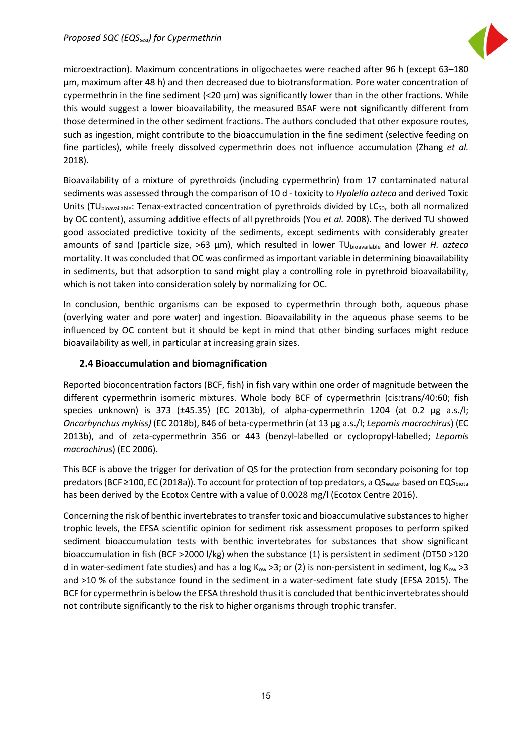microextraction). Maximum concentrations in oligochaetes were reached after 96 h (except 63–180 µm, maximum after 48 h) and then decreased due to biotransformation. Pore water concentration of cypermethrin in the fine sediment (<20 µm) was significantly lower than in the other fractions. While this would suggest a lower bioavailability, the measured BSAF were not significantly different from those determined in the other sediment fractions. The authors concluded that other exposure routes, such as ingestion, might contribute to the bioaccumulation in the fine sediment (selective feeding on fine particles), while freely dissolved cypermethrin does not influence accumulation (Zhang *et al.* 2018).

Bioavailability of a mixture of pyrethroids (including cypermethrin) from 17 contaminated natural sediments was assessed through the comparison of 10 d - toxicity to *Hyalella azteca* and derived Toxic Units ($TU_{bioavailable}$: Tenax-extracted concentration of pyrethroids divided by $LC_{50}$, both all normalized by OC content), assuming additive effects of all pyrethroids (You *et al.* 2008). The derived TU showed good associated predictive toxicity of the sediments, except sediments with considerably greater amounts of sand (particle size, >63 µm), which resulted in lower $TU_{bioavailable}$ and lower *H. azteca* mortality. It was concluded that OC was confirmed as important variable in determining bioavailability in sediments, but that adsorption to sand might play a controlling role in pyrethroid bioavailability, which is not taken into consideration solely by normalizing for OC.

In conclusion, benthic organisms can be exposed to cypermethrin through both, aqueous phase (overlying water and pore water) and ingestion. Bioavailability in the aqueous phase seems to be influenced by OC content but it should be kept in mind that other binding surfaces might reduce bioavailability as well, in particular at increasing grain sizes.

## 2.4 Bioaccumulation and biomagnification

Reported bioconcentration factors (BCF, fish) in fish vary within one order of magnitude between the different cypermethrin isomeric mixtures. Whole body BCF of cypermethrin (cis:trans/40:60; fish species unknown) is 373 (±45.35) (EC 2013b), of alpha-cypermethrin 1204 (at 0.2 µg a.s./l; *Oncorhynchus mykiss)* (EC 2018b), 846 of beta-cypermethrin (at 13 µg a.s./l; *Lepomis macrochirus*) (EC 2013b), and of zeta-cypermethrin 356 or 443 (benzyl-labelled or cyclopropyl-labelled; *Lepomis macrochirus*) (EC 2006).

This BCF is above the trigger for derivation of QS for the protection from secondary poisoning for top predators (BCF ≥100, EC (2018a)). To account for protection of top predators, a $QS_{water}$ based on $EQS_{biota}$ has been derived by the Ecotox Centre with a value of 0.0028 mg/l (Ecotox Centre 2016).

Concerning the risk of benthic invertebrates to transfer toxic and bioaccumulative substances to higher trophic levels, the EFSA scientific opinion for sediment risk assessment proposes to perform spiked sediment bioaccumulation tests with benthic invertebrates for substances that show significant bioaccumulation in fish (BCF >2000 l/kg) when the substance (1) is persistent in sediment (DT50 >120 d in water-sediment fate studies) and has a log $K_{ow}$ >3; or (2) is non-persistent in sediment, log $K_{ow}$ >3 and >10 % of the substance found in the sediment in a water-sediment fate study (EFSA 2015). The BCF for cypermethrin is below the EFSA threshold thus it is concluded that benthic invertebrates should not contribute significantly to the risk to higher organisms through trophic transfer.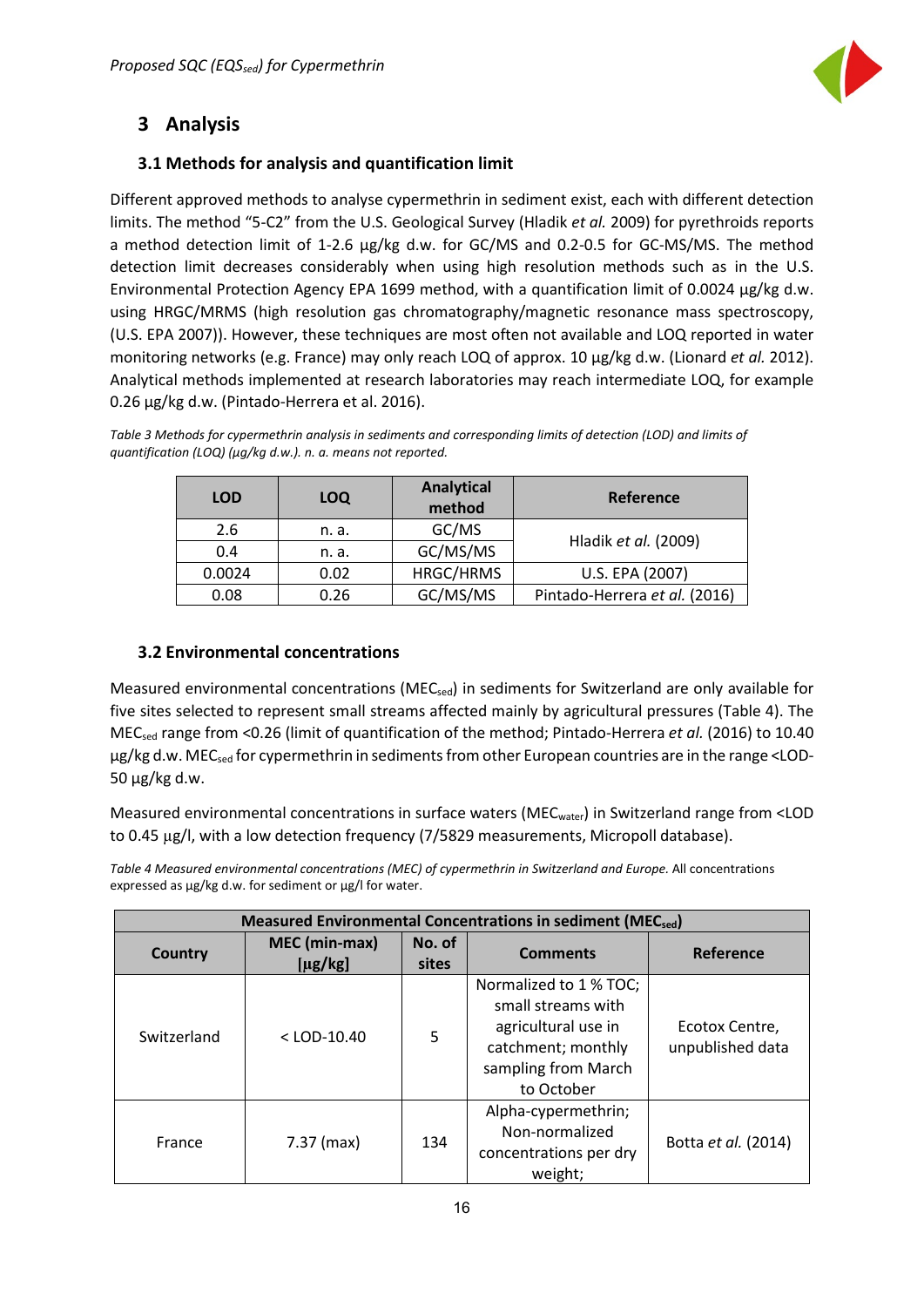# 3 Analysis

## 3.1 Methods for analysis and quantification limit

Different approved methods to analyse cypermethrin in sediment exist, each with different detection limits. The method "5-C2" from the U.S. Geological Survey (Hladik *et al.* 2009) for pyrethroids reports a method detection limit of 1-2.6 µg/kg d.w. for GC/MS and 0.2-0.5 for GC-MS/MS. The method detection limit decreases considerably when using high resolution methods such as in the U.S. Environmental Protection Agency EPA 1699 method, with a quantification limit of 0.0024 µg/kg d.w. using HRGC/MRMS (high resolution gas chromatography/magnetic resonance mass spectroscopy, (U.S. EPA 2007)). However, these techniques are most often not available and LOQ reported in water monitoring networks (e.g. France) may only reach LOQ of approx. 10 µg/kg d.w. (Lionard *et al.* 2012). Analytical methods implemented at research laboratories may reach intermediate LOQ, for example 0.26 µg/kg d.w. (Pintado-Herrera et al. 2016).

*Table 3 Methods for cypermethrin analysis in sediments and corresponding limits of detection (LOD) and limits of quantification (LOQ) (µg/kg d.w.). n. a. means not reported.*

| LOD | LOQ | Analytical method | Reference |
|---|---|---|---|
| 2.6 | n. a. | GC/MS | Hladik *et al.* (2009) |
| 0.4 | n. a. | GC/MS/MS | |
| 0.0024 | 0.02 | HRGC/HRMS | U.S. EPA (2007) |
| 0.08 | 0.26 | GC/MS/MS | Pintado-Herrera *et al.* (2016) |

## 3.2 Environmental concentrations

Measured environmental concentrations ($MEC_{sed}$) in sediments for Switzerland are only available for five sites selected to represent small streams affected mainly by agricultural pressures (Table 4). The $MEC_{sed}$ range from <0.26 (limit of quantification of the method; Pintado-Herrera *et al.* (2016) to 10.40 µg/kg d.w. $MEC_{sed}$ for cypermethrin in sediments from other European countries are in the range <LOD-50 µg/kg d.w.

Measured environmental concentrations in surface waters ($MEC_{water}$) in Switzerland range from <LOD to 0.45 µg/l, with a low detection frequency (7/5829 measurements, Micropoll database).

*Table 4 Measured environmental concentrations (MEC) of cypermethrin in Switzerland and Europe.* All concentrations expressed as µg/kg d.w. for sediment or µg/l for water.

| Measured Environmental Concentrations in sediment ($MEC_{sed}$) | | | | |
|---|---|---|---|---|
| **Country** | **MEC (min-max) [µg/kg]** | **No. of sites** | **Comments** | **Reference** |
| Switzerland | < LOD-10.40 | 5 | Normalized to 1 % TOC; small streams with agricultural use in catchment; monthly sampling from March to October | Ecotox Centre, unpublished data |
| France | 7.37 (max) | 134 | Alpha-cypermethrin; Non-normalized concentrations per dry weight; | Botta *et al.* (2014) |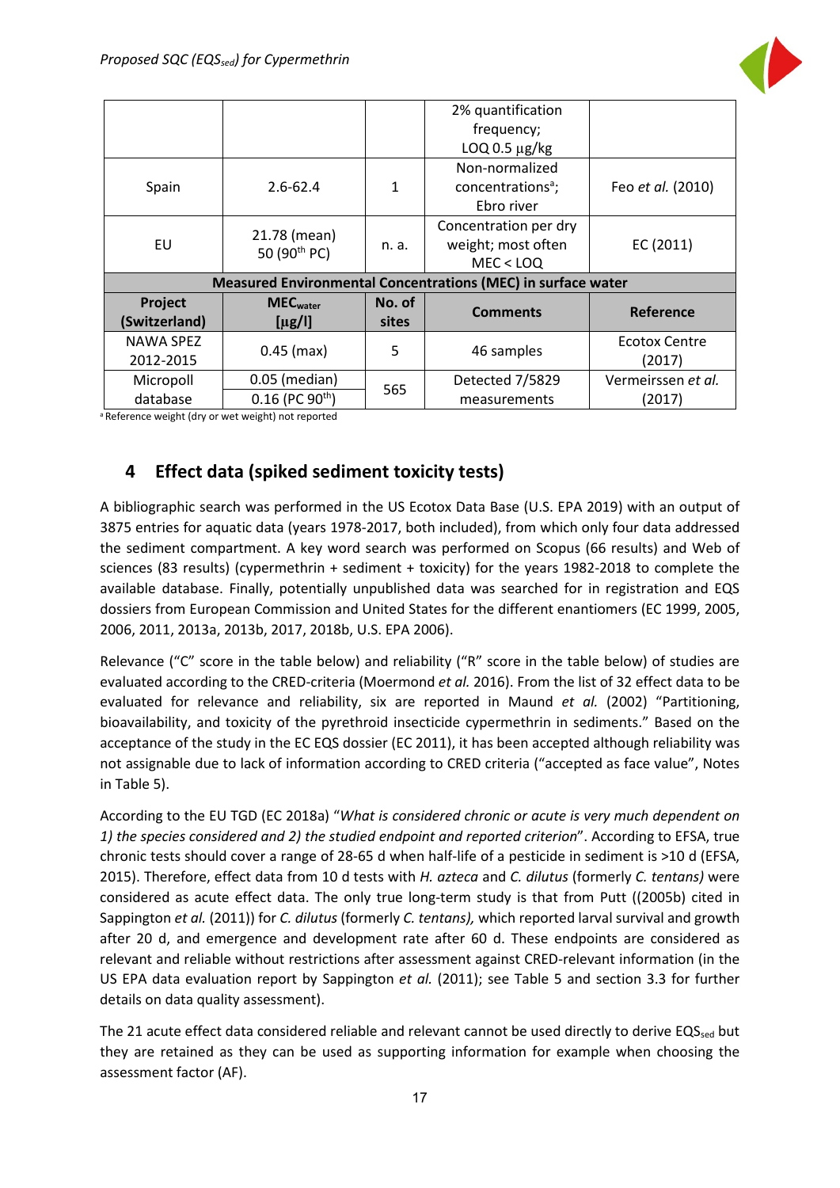|  |  |  | 2% quantification frequency; LOQ 0.5 μg/kg |  |
|---|---|---|---|---|
| Spain | 2.6-62.4 | 1 | Non-normalized concentrations[a]; Ebro river | Feo *et al.* (2010) |
| EU | 21.78 (mean) 50 (90$^{th}$ PC) | n. a. | Concentration per dry weight; most often MEC < LOQ | EC (2011) |
| **Measured Environmental Concentrations (MEC) in surface water** |  |  |  |  |
| **Project (Switzerland)** | **$MEC_{water}$ [μg/l]** | **No. of sites** | **Comments** | **Reference** |
| NAWA SPEZ 2012-2015 | 0.45 (max) | 5 | 46 samples | Ecotox Centre (2017) |
| Micropoll database | 0.05 (median) 0.16 (PC 90$^{th}$) | 565 | Detected 7/5829 measurements | Vermeirssen *et al.* (2017) |

[a] Reference weight (dry or wet weight) not reported

## 4 Effect data (spiked sediment toxicity tests)

A bibliographic search was performed in the US Ecotox Data Base (U.S. EPA 2019) with an output of 3875 entries for aquatic data (years 1978-2017, both included), from which only four data addressed the sediment compartment. A key word search was performed on Scopus (66 results) and Web of sciences (83 results) (cypermethrin + sediment + toxicity) for the years 1982-2018 to complete the available database. Finally, potentially unpublished data was searched for in registration and EQS dossiers from European Commission and United States for the different enantiomers (EC 1999, 2005, 2006, 2011, 2013a, 2013b, 2017, 2018b, U.S. EPA 2006).

Relevance ("C" score in the table below) and reliability ("R" score in the table below) of studies are evaluated according to the CRED-criteria (Moermond *et al.* 2016). From the list of 32 effect data to be evaluated for relevance and reliability, six are reported in Maund *et al.* (2002) "Partitioning, bioavailability, and toxicity of the pyrethroid insecticide cypermethrin in sediments." Based on the acceptance of the study in the EC EQS dossier (EC 2011), it has been accepted although reliability was not assignable due to lack of information according to CRED criteria ("accepted as face value", Notes in Table 5).

According to the EU TGD (EC 2018a) "*What is considered chronic or acute is very much dependent on 1) the species considered and 2) the studied endpoint and reported criterion*". According to EFSA, true chronic tests should cover a range of 28-65 d when half-life of a pesticide in sediment is >10 d (EFSA, 2015). Therefore, effect data from 10 d tests with *H. azteca* and *C. dilutus* (formerly *C. tentans)* were considered as acute effect data. The only true long-term study is that from Putt ((2005b) cited in Sappington *et al.* (2011)) for *C. dilutus* (formerly *C. tentans),* which reported larval survival and growth after 20 d, and emergence and development rate after 60 d. These endpoints are considered as relevant and reliable without restrictions after assessment against CRED-relevant information (in the US EPA data evaluation report by Sappington *et al.* (2011); see Table 5 and section 3.3 for further details on data quality assessment).

The 21 acute effect data considered reliable and relevant cannot be used directly to derive $EQS_{sed}$ but they are retained as they can be used as supporting information for example when choosing the assessment factor (AF).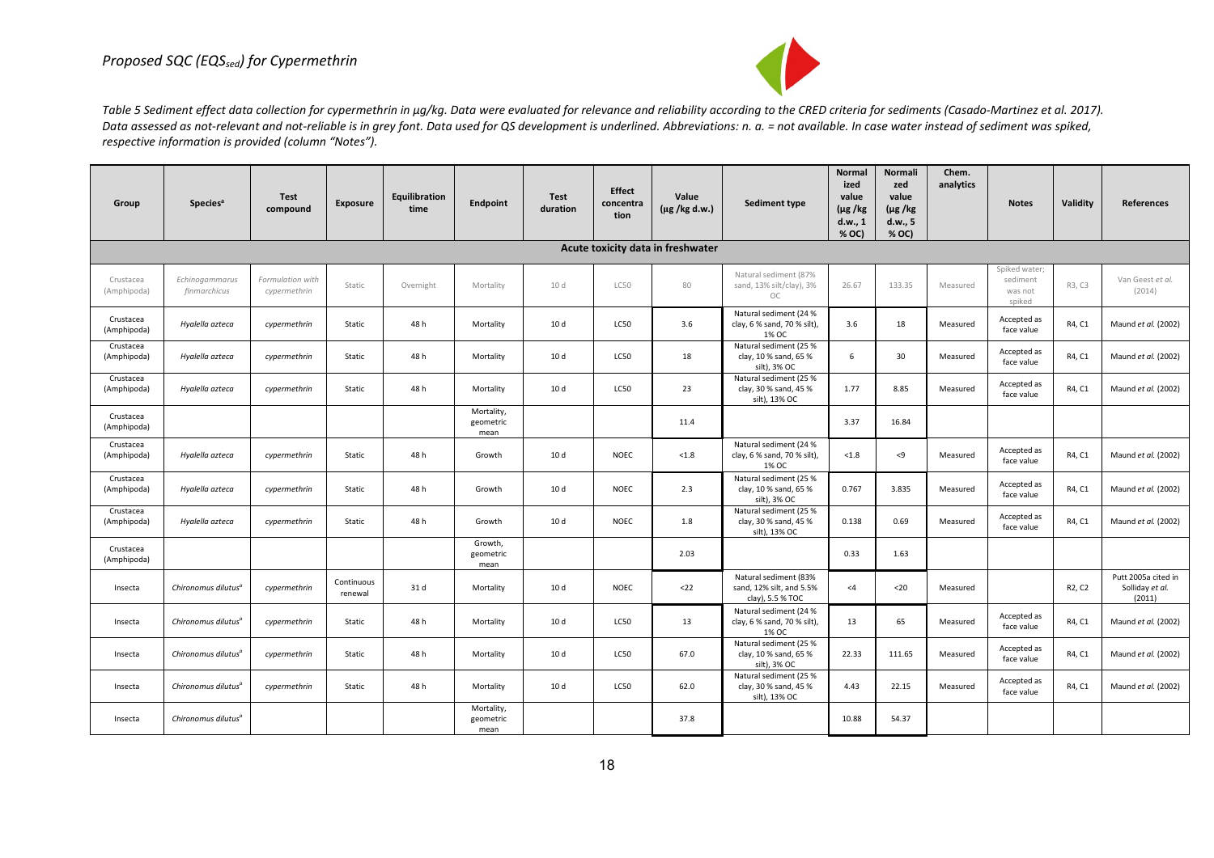*Table 5 Sediment effect data collection for cypermethrin in µg/kg. Data were evaluated for relevance and reliability according to the CRED criteria for sediments (Casado-Martinez et al. 2017). Data assessed as not-relevant and not-reliable is in grey font. Data used for QS development is underlined. Abbreviations: n. a. = not available. In case water instead of sediment was spiked, respective information is provided (column "Notes").*

| Group | Species[a] | Test compound | Exposure | Equilibration time | Endpoint | Test duration | Effect concentration | Value (µg /kg d.w.) | Sediment type | Normalized value (µg /kg d.w., 1 % OC) | Normalized value (µg /kg d.w., 5 % OC) | Chem. analytics | Notes | Validity | References |
|---|---|---|---|---|---|---|---|---|---|---|---|---|---|---|---|
| **Acute toxicity data in freshwater** | | | | | | | | | | | | | | | |
| Crustacea (Amphipoda) | *Echinogammarus finmarchicus* | Formulation with cypermethrin | Static | Overnight | Mortality | 10 d | LC50 | 80 | Natural sediment (87% sand, 13% silt/clay), 3% OC | 26.67 | 133.35 | Measured | Spiked water; sediment was not spiked | R3, C3 | Van Geest *et al.* (2014) |
| Crustacea (Amphipoda) | *Hyalella azteca* | cypermethrin | Static | 48 h | Mortality | 10 d | LC50 | 3.6 | Natural sediment (24 % clay, 6 % sand, 70 % silt), 1% OC | 3.6 | 18 | Measured | Accepted as face value | R4, C1 | Maund *et al.* (2002) |
| Crustacea (Amphipoda) | *Hyalella azteca* | cypermethrin | Static | 48 h | Mortality | 10 d | LC50 | 18 | Natural sediment (25 % clay, 10 % sand, 65 % silt), 3% OC | 6 | 30 | Measured | Accepted as face value | R4, C1 | Maund *et al.* (2002) |
| Crustacea (Amphipoda) | *Hyalella azteca* | cypermethrin | Static | 48 h | Mortality | 10 d | LC50 | 23 | Natural sediment (25 % clay, 30 % sand, 45 % silt), 13% OC | 1.77 | 8.85 | Measured | Accepted as face value | R4, C1 | Maund *et al.* (2002) |
| Crustacea (Amphipoda) | | | | | Mortality, geometric mean | | | 11.4 | | 3.37 | 16.84 | | | | |
| Crustacea (Amphipoda) | *Hyalella azteca* | cypermethrin | Static | 48 h | Growth | 10 d | NOEC | <1.8 | Natural sediment (24 % clay, 6 % sand, 70 % silt), 1% OC | <1.8 | <9 | Measured | Accepted as face value | R4, C1 | Maund *et al.* (2002) |
| Crustacea (Amphipoda) | *Hyalella azteca* | cypermethrin | Static | 48 h | Growth | 10 d | NOEC | 2.3 | Natural sediment (25 % clay, 10 % sand, 65 % silt), 3% OC | 0.767 | 3.835 | Measured | Accepted as face value | R4, C1 | Maund *et al.* (2002) |
| Crustacea (Amphipoda) | *Hyalella azteca* | cypermethrin | Static | 48 h | Growth | 10 d | NOEC | 1.8 | Natural sediment (25 % clay, 30 % sand, 45 % silt), 13% OC | 0.138 | 0.69 | Measured | Accepted as face value | R4, C1 | Maund *et al.* (2002) |
| Crustacea (Amphipoda) | | | | | Growth, geometric mean | | | 2.03 | | 0.33 | 1.63 | | | | |
| Insecta | *Chironomus dilutus*[a] | cypermethrin | Continuous renewal | 31 d | Mortality | 10 d | NOEC | <22 | Natural sediment (83% sand, 12% silt, and 5.5% clay), 5.5 % TOC | <4 | <20 | Measured | | R2, C2 | Putt 2005a cited in Solliday *et al.* (2011) |
| Insecta | *Chironomus dilutus*[a] | cypermethrin | Static | 48 h | Mortality | 10 d | LC50 | 13 | Natural sediment (24 % clay, 6 % sand, 70 % silt), 1% OC | 13 | 65 | Measured | Accepted as face value | R4, C1 | Maund *et al.* (2002) |
| Insecta | *Chironomus dilutus*[a] | cypermethrin | Static | 48 h | Mortality | 10 d | LC50 | 67.0 | Natural sediment (25 % clay, 10 % sand, 65 % silt), 3% OC | 22.33 | 111.65 | Measured | Accepted as face value | R4, C1 | Maund *et al.* (2002) |
| Insecta | *Chironomus dilutus*[a] | cypermethrin | Static | 48 h | Mortality | 10 d | LC50 | 62.0 | Natural sediment (25 % clay, 30 % sand, 45 % silt), 13% OC | 4.43 | 22.15 | Measured | Accepted as face value | R4, C1 | Maund *et al.* (2002) |
| Insecta | *Chironomus dilutus*[a] | | | | Mortality, geometric mean | | | 37.8 | | 10.88 | 54.37 | | | | |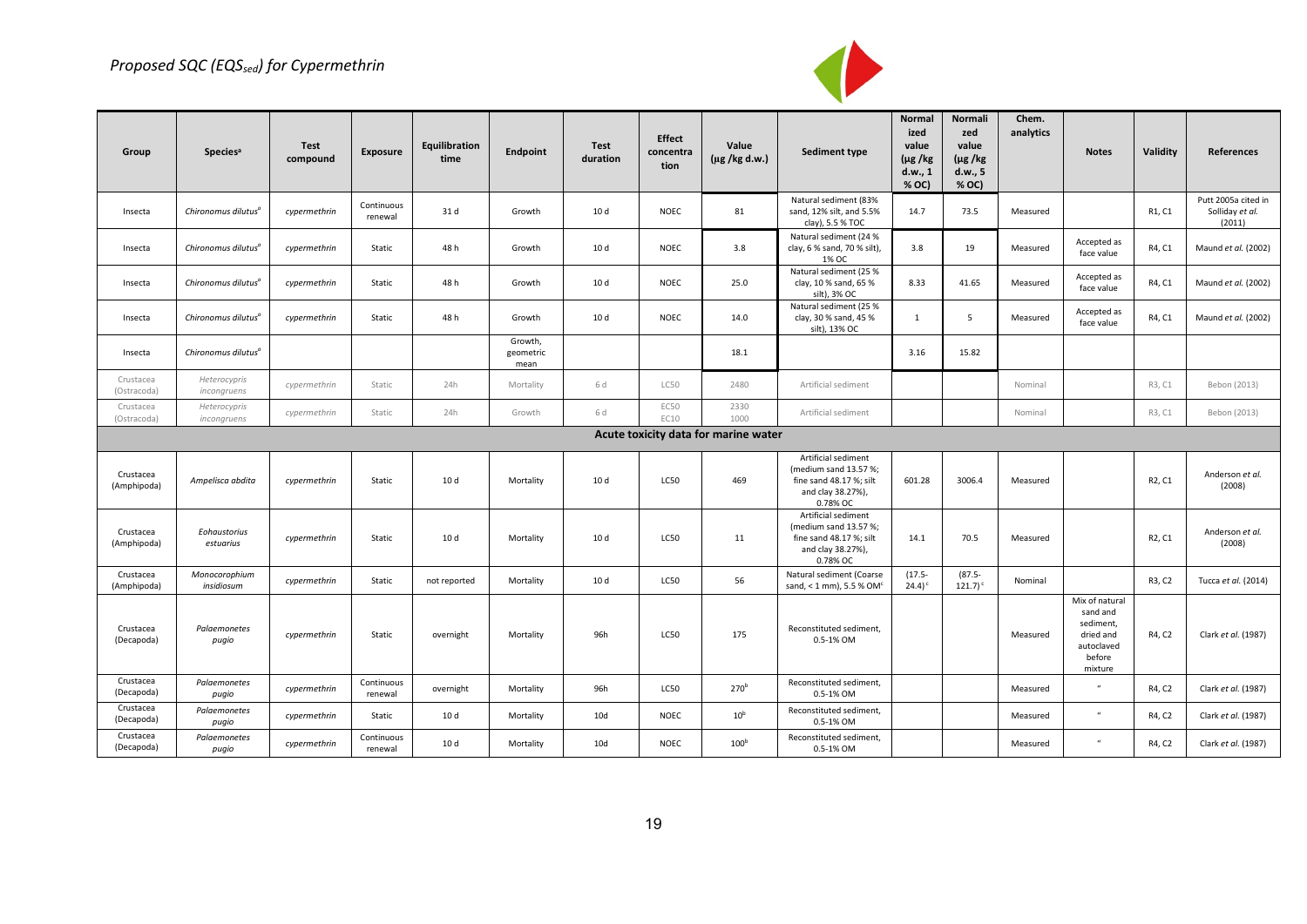*Proposed SQC (EQS$_{sed}$) for Cypermethrin*

| Group | Species[a] | Test compound | Exposure | Equilibration time | Endpoint | Test duration | Effect concentration | Value (µg /kg d.w.) | Sediment type | Normalized value (µg /kg d.w., 1 % OC) | Normalized value (µg /kg d.w., 5 % OC) | Chem. analytics | Notes | Validity | References |
|---|---|---|---|---|---|---|---|---|---|---|---|---|---|---|---|
| Insecta | *Chironomus dilutus*[a] | *cypermethrin* | Continuous renewal | 31 d | Growth | 10 d | NOEC | 81 | Natural sediment (83% sand, 12% silt, and 5.5% clay), 5.5 % TOC | 14.7 | 73.5 | Measured | | R1, C1 | Putt 2005a cited in Solliday *et al.* (2011) |
| Insecta | *Chironomus dilutus*[a] | *cypermethrin* | Static | 48 h | Growth | 10 d | NOEC | 3.8 | Natural sediment (24 % clay, 6 % sand, 70 % silt), 1% OC | 3.8 | 19 | Measured | Accepted as face value | R4, C1 | Maund *et al.* (2002) |
| Insecta | *Chironomus dilutus*[a] | *cypermethrin* | Static | 48 h | Growth | 10 d | NOEC | 25.0 | Natural sediment (25 % clay, 10 % sand, 65 % silt), 3% OC | 8.33 | 41.65 | Measured | Accepted as face value | R4, C1 | Maund *et al.* (2002) |
| Insecta | *Chironomus dilutus*[a] | *cypermethrin* | Static | 48 h | Growth | 10 d | NOEC | 14.0 | Natural sediment (25 % clay, 30 % sand, 45 % silt), 13% OC | 1 | 5 | Measured | Accepted as face value | R4, C1 | Maund *et al.* (2002) |
| Insecta | *Chironomus dilutus*[a] | | | | Growth, geometric mean | | | 18.1 | | 3.16 | 15.82 | | | | |
| Crustacea (Ostracoda) | *Heterocypris incongruens* | *cypermethrin* | Static | 24h | Mortality | 6 d | LC50 | 2480 | Artificial sediment | | | Nominal | | R3, C1 | Bebon (2013) |
| Crustacea (Ostracoda) | *Heterocypris incongruens* | *cypermethrin* | Static | 24h | Growth | 6 d | EC50 EC10 | 2330 1000 | Artificial sediment | | | Nominal | | R3, C1 | Bebon (2013) |
| **Acute toxicity data for marine water** | | | | | | | | | | | | | | | |
| Crustacea (Amphipoda) | *Ampelisca abdita* | *cypermethrin* | Static | 10 d | Mortality | 10 d | LC50 | 469 | Artificial sediment (medium sand 13.57 %; fine sand 48.17 %; silt and clay 38.27%), 0.78% OC | 601.28 | 3006.4 | Measured | | R2, C1 | Anderson *et al.* (2008) |
| Crustacea (Amphipoda) | *Eohaustorius estuarius* | *cypermethrin* | Static | 10 d | Mortality | 10 d | LC50 | 11 | Artificial sediment (medium sand 13.57 %; fine sand 48.17 %; silt and clay 38.27%), 0.78% OC | 14.1 | 70.5 | Measured | | R2, C1 | Anderson *et al.* (2008) |
| Crustacea (Amphipoda) | *Monocorophium insidiosum* | *cypermethrin* | Static | not reported | Mortality | 10 d | LC50 | 56 | Natural sediment (Coarse sand, < 1 mm), 5.5 % OM[c] | (17.5-24.4)[c] | (87.5-121.7)[c] | Nominal | | R3, C2 | Tucca *et al.* (2014) |
| Crustacea (Decapoda) | *Palaemonetes pugio* | *cypermethrin* | Static | overnight | Mortality | 96h | LC50 | 175 | Reconstituted sediment, 0.5-1% OM | | | Measured | Mix of natural sand and sediment, dried and autoclaved before mixture | R4, C2 | Clark *et al.* (1987) |
| Crustacea (Decapoda) | *Palaemonetes pugio* | *cypermethrin* | Continuous renewal | overnight | Mortality | 96h | LC50 | 270[b] | Reconstituted sediment, 0.5-1% OM | | | Measured | " | R4, C2 | Clark *et al.* (1987) |
| Crustacea (Decapoda) | *Palaemonetes pugio* | *cypermethrin* | Static | 10 d | Mortality | 10d | NOEC | 10[b] | Reconstituted sediment, 0.5-1% OM | | | Measured | " | R4, C2 | Clark *et al.* (1987) |
| Crustacea (Decapoda) | *Palaemonetes pugio* | *cypermethrin* | Continuous renewal | 10 d | Mortality | 10d | NOEC | 100[b] | Reconstituted sediment, 0.5-1% OM | | | Measured | " | R4, C2 | Clark *et al.* (1987) |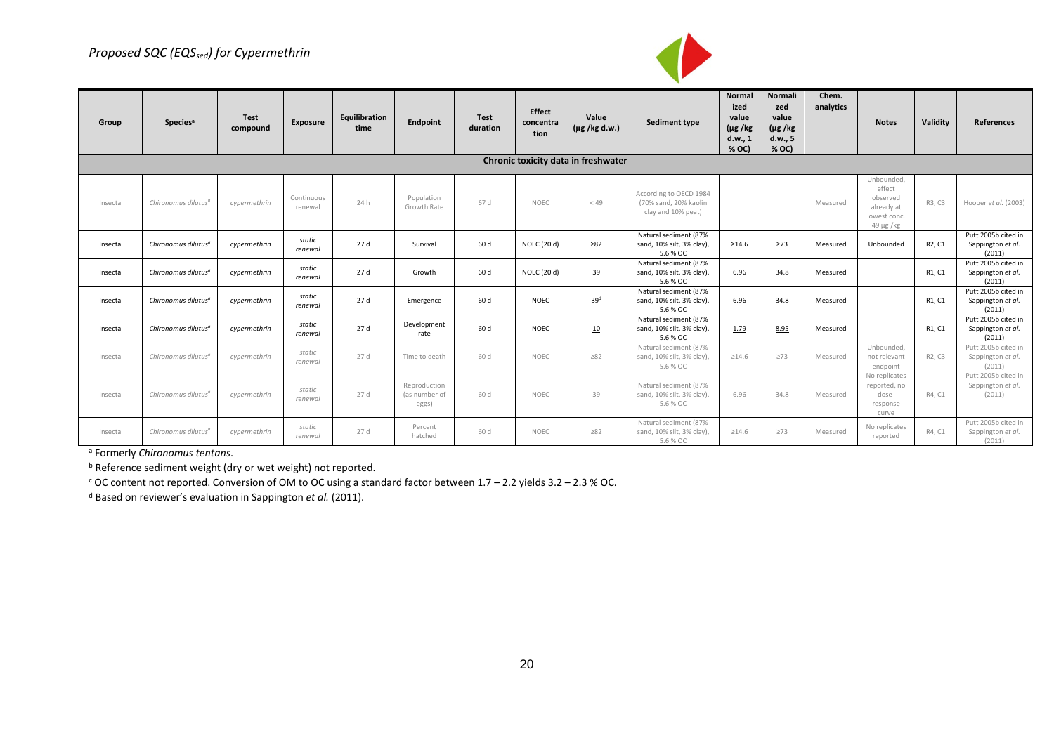*Proposed SQC (EQS$_{sed}$) for Cypermethrin*

| Group | Species[a] | Test compound | Exposure | Equilibration time | Endpoint | Test duration | Effect concentration | Value (µg /kg d.w.) | Sediment type | Normalized value (µg /kg d.w., 1 % OC) | Normalized value (µg /kg d.w., 5 % OC) | Chem. analytics | Notes | Validity | References |
|---|---|---|---|---|---|---|---|---|---|---|---|---|---|---|---|
| **Chronic toxicity data in freshwater** | | | | | | | | | | | | | | | |
| Insecta | *Chironomus dilutus*[a] | cypermethrin | Continuous renewal | 24 h | Population Growth Rate | 67 d | NOEC | < 49 | According to OECD 1984 (70% sand, 20% kaolin clay and 10% peat) | | | Measured | Unbounded, effect observed already at lowest conc. 49 µg /kg | R3, C3 | Hooper *et al.* (2003) |
| Insecta | *Chironomus dilutus*[a] | cypermethrin | *static renewal* | 27 d | Survival | 60 d | NOEC (20 d) | ≥82 | Natural sediment (87% sand, 10% silt, 3% clay), 5.6 % OC | ≥14.6 | ≥73 | Measured | Unbounded | R2, C1 | Putt 2005b cited in Sappington *et al.* (2011) |
| Insecta | *Chironomus dilutus*[a] | cypermethrin | *static renewal* | 27 d | Growth | 60 d | NOEC (20 d) | 39 | Natural sediment (87% sand, 10% silt, 3% clay), 5.6 % OC | 6.96 | 34.8 | Measured | | R1, C1 | Putt 2005b cited in Sappington *et al.* (2011) |
| Insecta | *Chironomus dilutus*[a] | cypermethrin | *static renewal* | 27 d | Emergence | 60 d | NOEC | 39[d] | Natural sediment (87% sand, 10% silt, 3% clay), 5.6 % OC | 6.96 | 34.8 | Measured | | R1, C1 | Putt 2005b cited in Sappington *et al.* (2011) |
| Insecta | *Chironomus dilutus*[a] | cypermethrin | *static renewal* | 27 d | Development rate | 60 d | NOEC | <u>10</u> | Natural sediment (87% sand, 10% silt, 3% clay), 5.6 % OC | <u>1.79</u> | <u>8.95</u> | Measured | | R1, C1 | Putt 2005b cited in Sappington *et al.* (2011) |
| Insecta | *Chironomus dilutus*[a] | cypermethrin | *static renewal* | 27 d | Time to death | 60 d | NOEC | ≥82 | Natural sediment (87% sand, 10% silt, 3% clay), 5.6 % OC | ≥14.6 | ≥73 | Measured | Unbounded, not relevant endpoint | R2, C3 | Putt 2005b cited in Sappington *et al.* (2011) |
| Insecta | *Chironomus dilutus*[a] | cypermethrin | *static renewal* | 27 d | Reproduction (as number of eggs) | 60 d | NOEC | 39 | Natural sediment (87% sand, 10% silt, 3% clay), 5.6 % OC | 6.96 | 34.8 | Measured | No replicates reported, no dose-response curve | R4, C1 | Putt 2005b cited in Sappington *et al.* (2011) |
| Insecta | *Chironomus dilutus*[a] | cypermethrin | *static renewal* | 27 d | Percent hatched | 60 d | NOEC | ≥82 | Natural sediment (87% sand, 10% silt, 3% clay), 5.6 % OC | ≥14.6 | ≥73 | Measured | No replicates reported | R4, C1 | Putt 2005b cited in Sappington *et al.* (2011) |

[a] Formerly *Chironomus tentans*.

[b] Reference sediment weight (dry or wet weight) not reported.

[c] OC content not reported. Conversion of OM to OC using a standard factor between 1.7 – 2.2 yields 3.2 – 2.3 % OC.

[d] Based on reviewer's evaluation in Sappington *et al.* (2011).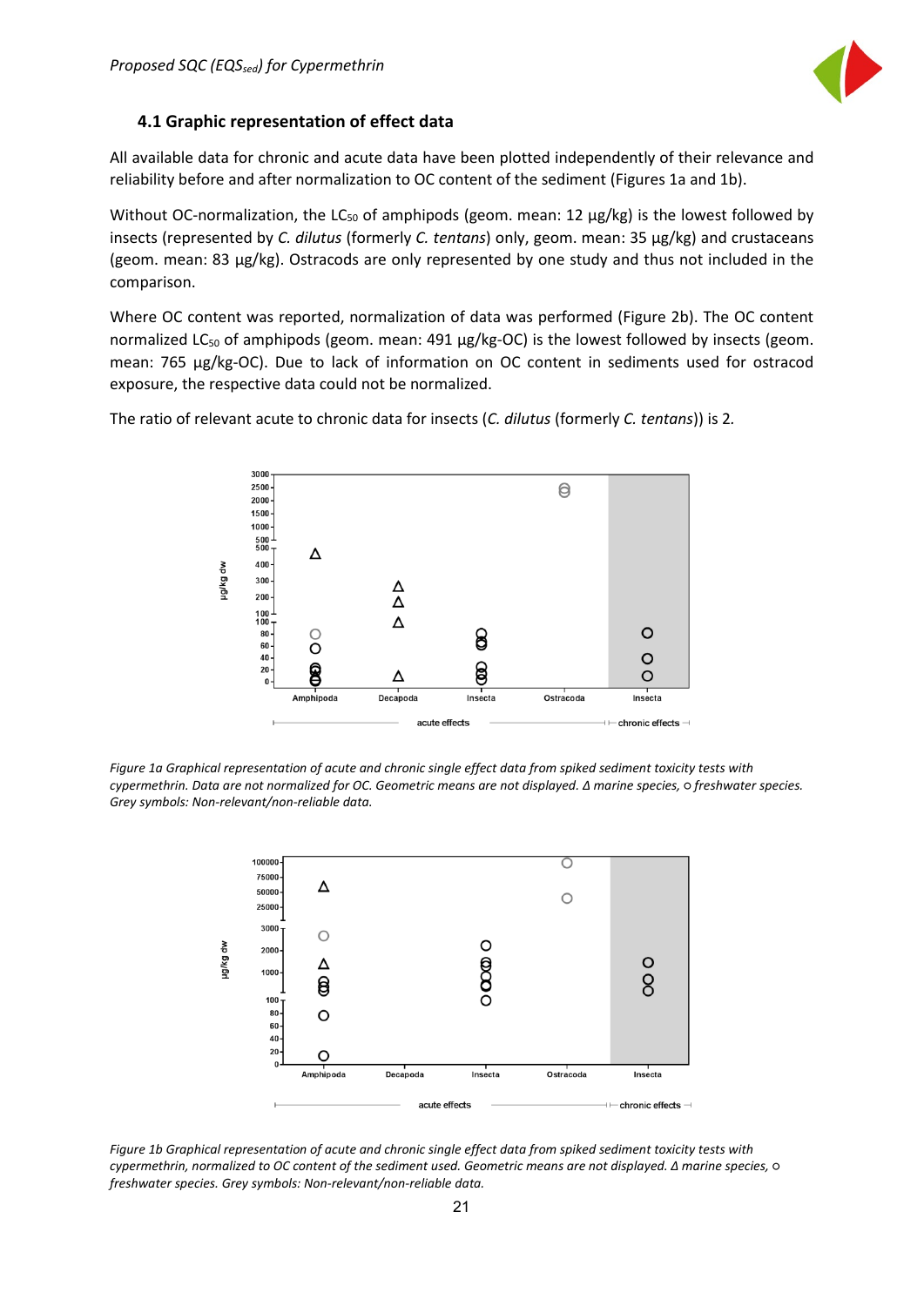## 4.1 Graphic representation of effect data

All available data for chronic and acute data have been plotted independently of their relevance and reliability before and after normalization to OC content of the sediment (Figures 1a and 1b).

Without OC-normalization, the $LC_{50}$ of amphipods (geom. mean: 12 µg/kg) is the lowest followed by insects (represented by *C. dilutus* (formerly *C. tentans*) only, geom. mean: 35 µg/kg) and crustaceans (geom. mean: 83 µg/kg). Ostracods are only represented by one study and thus not included in the comparison.

Where OC content was reported, normalization of data was performed (Figure 2b). The OC content normalized $LC_{50}$ of amphipods (geom. mean: 491 µg/kg-OC) is the lowest followed by insects (geom. mean: 765 µg/kg-OC). Due to lack of information on OC content in sediments used for ostracod exposure, the respective data could not be normalized.

The ratio of relevant acute to chronic data for insects (*C. dilutus* (formerly *C. tentans*)) is 2.

*Figure 1a Graphical representation of acute and chronic single effect data from spiked sediment toxicity tests with cypermethrin. Data are not normalized for OC. Geometric means are not displayed. Δ marine species, ○ freshwater species. Grey symbols: Non-relevant/non-reliable data.*

*Figure 1b Graphical representation of acute and chronic single effect data from spiked sediment toxicity tests with cypermethrin, normalized to OC content of the sediment used. Geometric means are not displayed. Δ marine species, ○ freshwater species. Grey symbols: Non-relevant/non-reliable data.*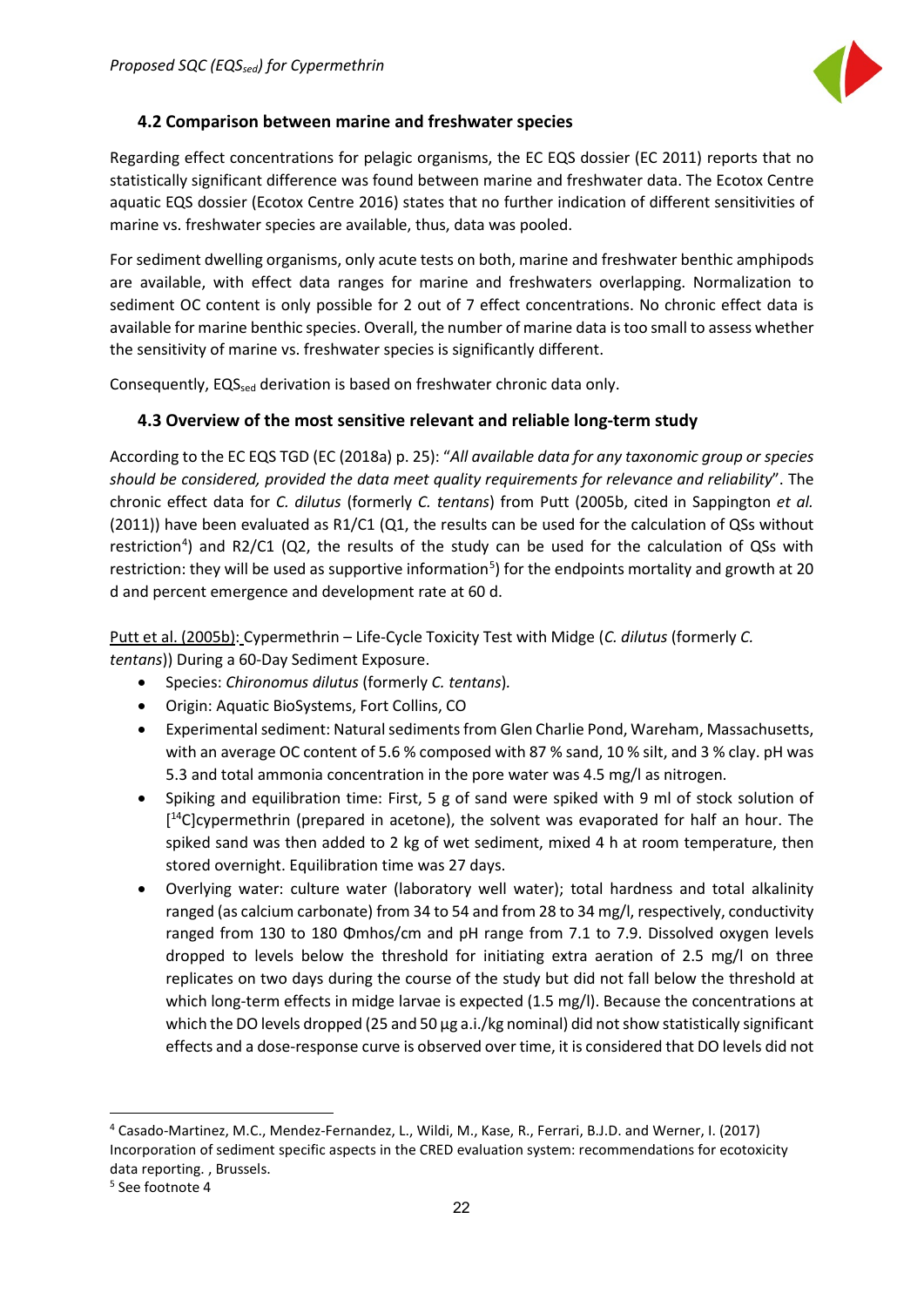## 4.2 Comparison between marine and freshwater species

Regarding effect concentrations for pelagic organisms, the EC EQS dossier (EC 2011) reports that no statistically significant difference was found between marine and freshwater data. The Ecotox Centre aquatic EQS dossier (Ecotox Centre 2016) states that no further indication of different sensitivities of marine vs. freshwater species are available, thus, data was pooled.

For sediment dwelling organisms, only acute tests on both, marine and freshwater benthic amphipods are available, with effect data ranges for marine and freshwaters overlapping. Normalization to sediment OC content is only possible for 2 out of 7 effect concentrations. No chronic effect data is available for marine benthic species. Overall, the number of marine data is too small to assess whether the sensitivity of marine vs. freshwater species is significantly different.

Consequently, $EQS_{sed}$ derivation is based on freshwater chronic data only.

## 4.3 Overview of the most sensitive relevant and reliable long-term study

According to the EC EQS TGD (EC (2018a) p. 25): "*All available data for any taxonomic group or species should be considered, provided the data meet quality requirements for relevance and reliability*". The chronic effect data for *C. dilutus* (formerly *C. tentans*) from Putt (2005b, cited in Sappington *et al.* (2011)) have been evaluated as R1/C1 (Q1, the results can be used for the calculation of QSs without restriction[4]) and R2/C1 (Q2, the results of the study can be used for the calculation of QSs with restriction: they will be used as supportive information[5]) for the endpoints mortality and growth at 20 d and percent emergence and development rate at 60 d.

<u>Putt et al. (2005b):</u> Cypermethrin – Life-Cycle Toxicity Test with Midge (*C. dilutus* (formerly *C. tentans*)) During a 60-Day Sediment Exposure.

- Species: *Chironomus dilutus* (formerly *C. tentans*).
- Origin: Aquatic BioSystems, Fort Collins, CO
- Experimental sediment: Natural sediments from Glen Charlie Pond, Wareham, Massachusetts, with an average OC content of 5.6 % composed with 87 % sand, 10 % silt, and 3 % clay. pH was 5.3 and total ammonia concentration in the pore water was 4.5 mg/l as nitrogen.
- Spiking and equilibration time: First, 5 g of sand were spiked with 9 ml of stock solution of [$^{14}$C]cypermethrin (prepared in acetone), the solvent was evaporated for half an hour. The spiked sand was then added to 2 kg of wet sediment, mixed 4 h at room temperature, then stored overnight. Equilibration time was 27 days.
- Overlying water: culture water (laboratory well water); total hardness and total alkalinity ranged (as calcium carbonate) from 34 to 54 and from 28 to 34 mg/l, respectively, conductivity ranged from 130 to 180 Φmhos/cm and pH range from 7.1 to 7.9. Dissolved oxygen levels dropped to levels below the threshold for initiating extra aeration of 2.5 mg/l on three replicates on two days during the course of the study but did not fall below the threshold at which long-term effects in midge larvae is expected (1.5 mg/l). Because the concentrations at which the DO levels dropped (25 and 50 µg a.i./kg nominal) did not show statistically significant effects and a dose-response curve is observed over time, it is considered that DO levels did not

---

[4] Casado-Martinez, M.C., Mendez-Fernandez, L., Wildi, M., Kase, R., Ferrari, B.J.D. and Werner, I. (2017) Incorporation of sediment specific aspects in the CRED evaluation system: recommendations for ecotoxicity data reporting. , Brussels.

[5] See footnote 4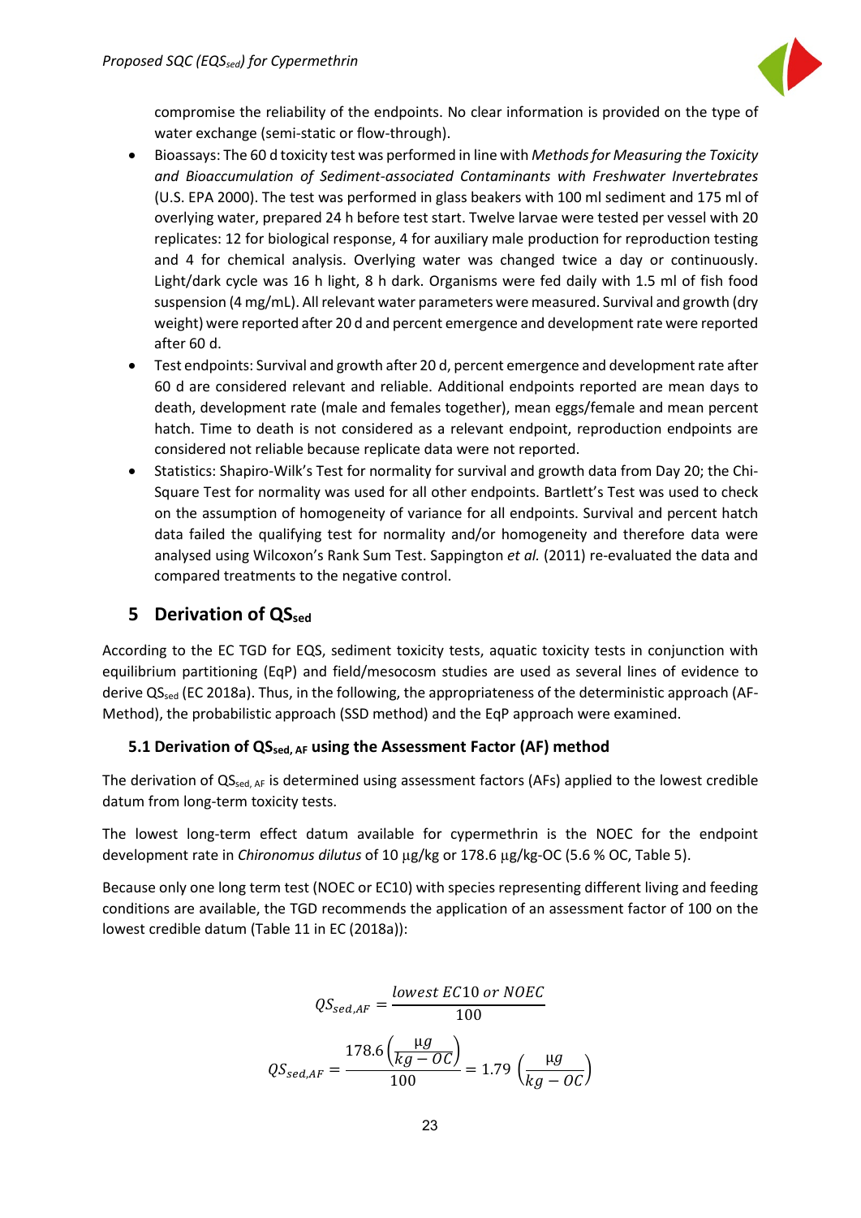compromise the reliability of the endpoints. No clear information is provided on the type of water exchange (semi-static or flow-through).

- Bioassays: The 60 d toxicity test was performed in line with *Methods for Measuring the Toxicity and Bioaccumulation of Sediment-associated Contaminants with Freshwater Invertebrates* (U.S. EPA 2000). The test was performed in glass beakers with 100 ml sediment and 175 ml of overlying water, prepared 24 h before test start. Twelve larvae were tested per vessel with 20 replicates: 12 for biological response, 4 for auxiliary male production for reproduction testing and 4 for chemical analysis. Overlying water was changed twice a day or continuously. Light/dark cycle was 16 h light, 8 h dark. Organisms were fed daily with 1.5 ml of fish food suspension (4 mg/mL). All relevant water parameters were measured. Survival and growth (dry weight) were reported after 20 d and percent emergence and development rate were reported after 60 d.
- Test endpoints: Survival and growth after 20 d, percent emergence and development rate after 60 d are considered relevant and reliable. Additional endpoints reported are mean days to death, development rate (male and females together), mean eggs/female and mean percent hatch. Time to death is not considered as a relevant endpoint, reproduction endpoints are considered not reliable because replicate data were not reported.
- Statistics: Shapiro-Wilk's Test for normality for survival and growth data from Day 20; the Chi-Square Test for normality was used for all other endpoints. Bartlett's Test was used to check on the assumption of homogeneity of variance for all endpoints. Survival and percent hatch data failed the qualifying test for normality and/or homogeneity and therefore data were analysed using Wilcoxon's Rank Sum Test. Sappington *et al.* (2011) re-evaluated the data and compared treatments to the negative control.

# 5 Derivation of $QS_{sed}$

According to the EC TGD for EQS, sediment toxicity tests, aquatic toxicity tests in conjunction with equilibrium partitioning (EqP) and field/mesocosm studies are used as several lines of evidence to derive $QS_{sed}$ (EC 2018a). Thus, in the following, the appropriateness of the deterministic approach (AF-Method), the probabilistic approach (SSD method) and the EqP approach were examined.

## 5.1 Derivation of $QS_{sed, AF}$ using the Assessment Factor (AF) method

The derivation of $QS_{sed, AF}$ is determined using assessment factors (AFs) applied to the lowest credible datum from long-term toxicity tests.

The lowest long-term effect datum available for cypermethrin is the NOEC for the endpoint development rate in *Chironomus dilutus* of 10 µg/kg or 178.6 µg/kg-OC (5.6 % OC, Table 5).

Because only one long term test (NOEC or EC10) with species representing different living and feeding conditions are available, the TGD recommends the application of an assessment factor of 100 on the lowest credible datum (Table 11 in EC (2018a)):

$$QS_{sed,AF} = \frac{lowest\ EC10\ or\ NOEC}{100}$$

$$QS_{sed,AF} = \frac{178.6\left(\frac{\mu g}{kg-OC}\right)}{100} = 1.79\ \left(\frac{\mu g}{kg-OC}\right)$$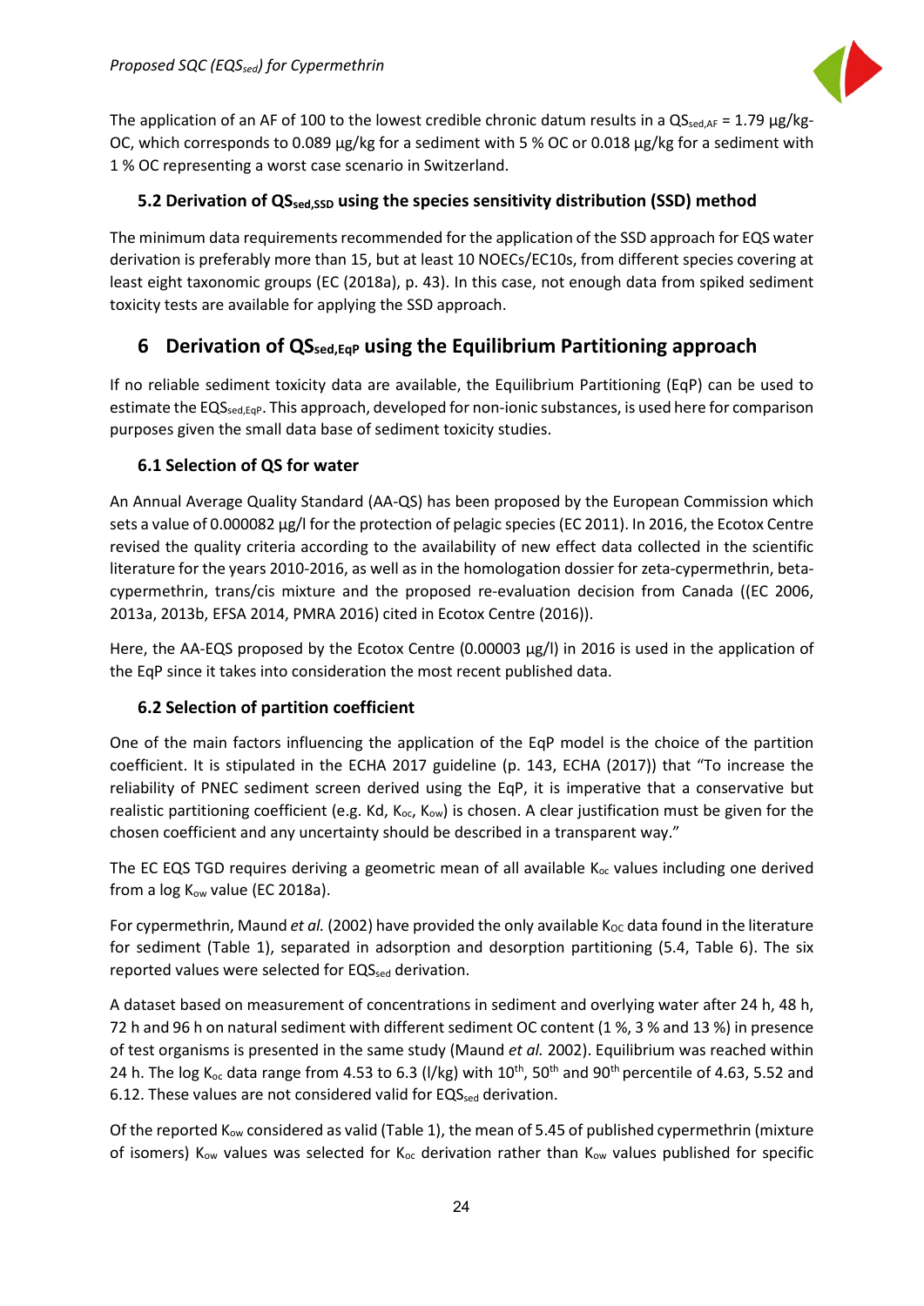The application of an AF of 100 to the lowest credible chronic datum results in a $QS_{sed,AF}$ = 1.79 µg/kg-OC, which corresponds to 0.089 µg/kg for a sediment with 5 % OC or 0.018 µg/kg for a sediment with 1 % OC representing a worst case scenario in Switzerland.

### 5.2 Derivation of $QS_{sed,SSD}$ using the species sensitivity distribution (SSD) method

The minimum data requirements recommended for the application of the SSD approach for EQS water derivation is preferably more than 15, but at least 10 NOECs/EC10s, from different species covering at least eight taxonomic groups (EC (2018a), p. 43). In this case, not enough data from spiked sediment toxicity tests are available for applying the SSD approach.

## 6 Derivation of $QS_{sed,EqP}$ using the Equilibrium Partitioning approach

If no reliable sediment toxicity data are available, the Equilibrium Partitioning (EqP) can be used to estimate the $EQS_{sed,EqP}$. This approach, developed for non-ionic substances, is used here for comparison purposes given the small data base of sediment toxicity studies.

### 6.1 Selection of QS for water

An Annual Average Quality Standard (AA-QS) has been proposed by the European Commission which sets a value of 0.000082 µg/l for the protection of pelagic species (EC 2011). In 2016, the Ecotox Centre revised the quality criteria according to the availability of new effect data collected in the scientific literature for the years 2010-2016, as well as in the homologation dossier for zeta-cypermethrin, beta-cypermethrin, trans/cis mixture and the proposed re-evaluation decision from Canada ((EC 2006, 2013a, 2013b, EFSA 2014, PMRA 2016) cited in Ecotox Centre (2016)).

Here, the AA-EQS proposed by the Ecotox Centre (0.00003 µg/l) in 2016 is used in the application of the EqP since it takes into consideration the most recent published data.

### 6.2 Selection of partition coefficient

One of the main factors influencing the application of the EqP model is the choice of the partition coefficient. It is stipulated in the ECHA 2017 guideline (p. 143, ECHA (2017)) that "To increase the reliability of PNEC sediment screen derived using the EqP, it is imperative that a conservative but realistic partitioning coefficient (e.g. Kd, $K_{oc}$, $K_{ow}$) is chosen. A clear justification must be given for the chosen coefficient and any uncertainty should be described in a transparent way."

The EC EQS TGD requires deriving a geometric mean of all available $K_{oc}$ values including one derived from a log $K_{ow}$ value (EC 2018a).

For cypermethrin, Maund *et al.* (2002) have provided the only available $K_{OC}$ data found in the literature for sediment (Table 1), separated in adsorption and desorption partitioning (5.4, Table 6). The six reported values were selected for $EQS_{sed}$ derivation.

A dataset based on measurement of concentrations in sediment and overlying water after 24 h, 48 h, 72 h and 96 h on natural sediment with different sediment OC content (1 %, 3 % and 13 %) in presence of test organisms is presented in the same study (Maund *et al.* 2002). Equilibrium was reached within 24 h. The log $K_{oc}$ data range from 4.53 to 6.3 (l/kg) with $10^{th}$, $50^{th}$ and $90^{th}$ percentile of 4.63, 5.52 and 6.12. These values are not considered valid for $EQS_{sed}$ derivation.

Of the reported $K_{ow}$ considered as valid (Table 1), the mean of 5.45 of published cypermethrin (mixture of isomers) $K_{ow}$ values was selected for $K_{oc}$ derivation rather than $K_{ow}$ values published for specific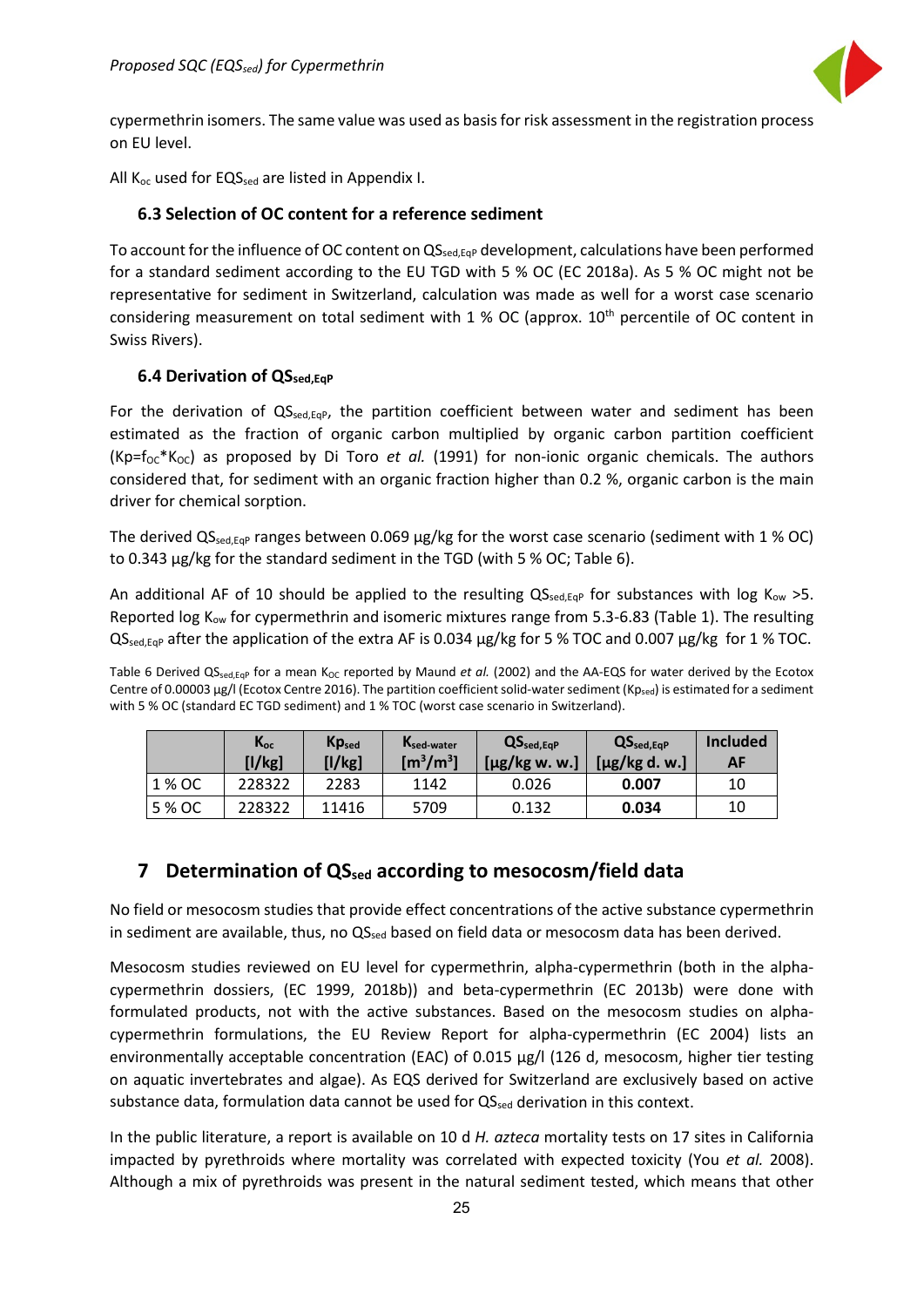cypermethrin isomers. The same value was used as basis for risk assessment in the registration process on EU level.

All $K_{oc}$ used for $EQS_{sed}$ are listed in Appendix I.

### 6.3 Selection of OC content for a reference sediment

To account for the influence of OC content on $QS_{sed,EqP}$ development, calculations have been performed for a standard sediment according to the EU TGD with 5 % OC (EC 2018a). As 5 % OC might not be representative for sediment in Switzerland, calculation was made as well for a worst case scenario considering measurement on total sediment with 1 % OC (approx. $10^{th}$ percentile of OC content in Swiss Rivers).

### 6.4 Derivation of $QS_{sed,EqP}$

For the derivation of $QS_{sed,EqP}$, the partition coefficient between water and sediment has been estimated as the fraction of organic carbon multiplied by organic carbon partition coefficient ($Kp=f_{OC}*K_{OC}$) as proposed by Di Toro *et al.* (1991) for non-ionic organic chemicals. The authors considered that, for sediment with an organic fraction higher than 0.2 %, organic carbon is the main driver for chemical sorption.

The derived $QS_{sed,EqP}$ ranges between 0.069 µg/kg for the worst case scenario (sediment with 1 % OC) to 0.343 µg/kg for the standard sediment in the TGD (with 5 % OC; Table 6).

An additional AF of 10 should be applied to the resulting $QS_{sed,EqP}$ for substances with log $K_{ow}$ >5. Reported log $K_{ow}$ for cypermethrin and isomeric mixtures range from 5.3-6.83 (Table 1). The resulting $QS_{sed,EqP}$ after the application of the extra AF is 0.034 µg/kg for 5 % TOC and 0.007 µg/kg for 1 % TOC.

Table 6 Derived $QS_{sed,EqP}$ for a mean $K_{OC}$ reported by Maund *et al.* (2002) and the AA-EQS for water derived by the Ecotox Centre of 0.00003 µg/l (Ecotox Centre 2016). The partition coefficient solid-water sediment ($Kp_{sed}$) is estimated for a sediment with 5 % OC (standard EC TGD sediment) and 1 % TOC (worst case scenario in Switzerland).

| | $K_{oc}$ [l/kg] | $Kp_{sed}$ [l/kg] | $K_{sed\text{-}water}$ [$m^3/m^3$] | $QS_{sed,EqP}$ [µg/kg w. w.] | $QS_{sed,EqP}$ [µg/kg d. w.] | Included AF |
|---|---|---|---|---|---|---|
| 1 % OC | 228322 | 2283 | 1142 | 0.026 | **0.007** | 10 |
| 5 % OC | 228322 | 11416 | 5709 | 0.132 | **0.034** | 10 |

## 7 Determination of $QS_{sed}$ according to mesocosm/field data

No field or mesocosm studies that provide effect concentrations of the active substance cypermethrin in sediment are available, thus, no $QS_{sed}$ based on field data or mesocosm data has been derived.

Mesocosm studies reviewed on EU level for cypermethrin, alpha-cypermethrin (both in the alpha-cypermethrin dossiers, (EC 1999, 2018b)) and beta-cypermethrin (EC 2013b) were done with formulated products, not with the active substances. Based on the mesocosm studies on alpha-cypermethrin formulations, the EU Review Report for alpha-cypermethrin (EC 2004) lists an environmentally acceptable concentration (EAC) of 0.015 µg/l (126 d, mesocosm, higher tier testing on aquatic invertebrates and algae). As EQS derived for Switzerland are exclusively based on active substance data, formulation data cannot be used for $QS_{sed}$ derivation in this context.

In the public literature, a report is available on 10 d *H. azteca* mortality tests on 17 sites in California impacted by pyrethroids where mortality was correlated with expected toxicity (You *et al.* 2008). Although a mix of pyrethroids was present in the natural sediment tested, which means that other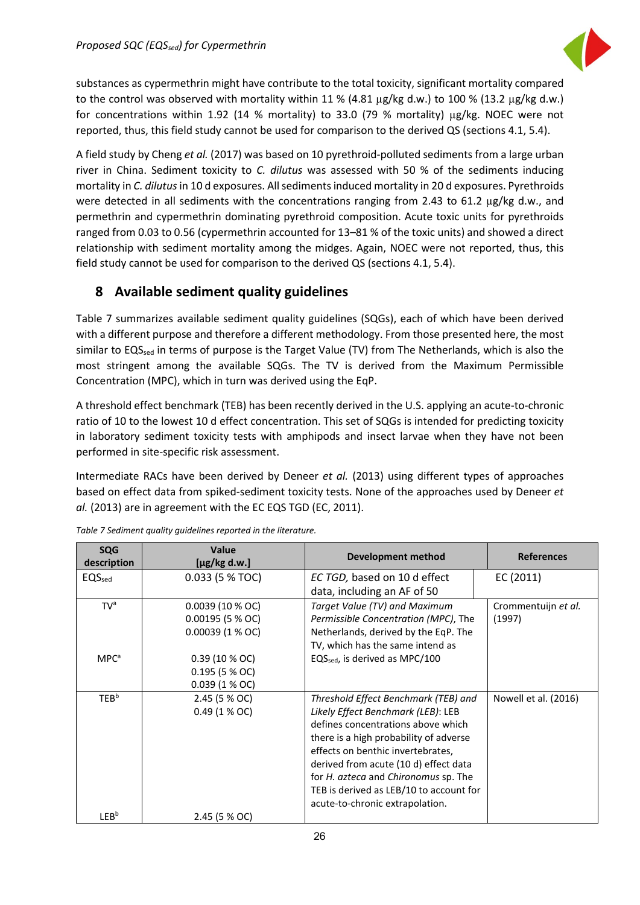substances as cypermethrin might have contribute to the total toxicity, significant mortality compared to the control was observed with mortality within 11 % (4.81 μg/kg d.w.) to 100 % (13.2 μg/kg d.w.) for concentrations within 1.92 (14 % mortality) to 33.0 (79 % mortality) μg/kg. NOEC were not reported, thus, this field study cannot be used for comparison to the derived QS (sections 4.1, 5.4).

A field study by Cheng *et al.* (2017) was based on 10 pyrethroid-polluted sediments from a large urban river in China. Sediment toxicity to *C. dilutus* was assessed with 50 % of the sediments inducing mortality in *C. dilutus* in 10 d exposures. All sediments induced mortality in 20 d exposures. Pyrethroids were detected in all sediments with the concentrations ranging from 2.43 to 61.2 μg/kg d.w., and permethrin and cypermethrin dominating pyrethroid composition. Acute toxic units for pyrethroids ranged from 0.03 to 0.56 (cypermethrin accounted for 13–81 % of the toxic units) and showed a direct relationship with sediment mortality among the midges. Again, NOEC were not reported, thus, this field study cannot be used for comparison to the derived QS (sections 4.1, 5.4).

## 8 Available sediment quality guidelines

Table 7 summarizes available sediment quality guidelines (SQGs), each of which have been derived with a different purpose and therefore a different methodology. From those presented here, the most similar to $EQS_{sed}$ in terms of purpose is the Target Value (TV) from The Netherlands, which is also the most stringent among the available SQGs. The TV is derived from the Maximum Permissible Concentration (MPC), which in turn was derived using the EqP.

A threshold effect benchmark (TEB) has been recently derived in the U.S. applying an acute-to-chronic ratio of 10 to the lowest 10 d effect concentration. This set of SQGs is intended for predicting toxicity in laboratory sediment toxicity tests with amphipods and insect larvae when they have not been performed in site-specific risk assessment.

Intermediate RACs have been derived by Deneer *et al.* (2013) using different types of approaches based on effect data from spiked-sediment toxicity tests. None of the approaches used by Deneer *et al.* (2013) are in agreement with the EC EQS TGD (EC, 2011).

*Table 7 Sediment quality guidelines reported in the literature.*

| SQG description | Value [μg/kg d.w.] | Development method | References |
|---|---|---|---|
| $EQS_{sed}$ | 0.033 (5 % TOC) | *EC TGD,* based on 10 d effect data, including an AF of 50 | EC (2011) |
| TV[a]<br><br><br><br>MPC[a] | 0.0039 (10 % OC)<br>0.00195 (5 % OC)<br>0.00039 (1 % OC)<br><br>0.39 (10 % OC)<br>0.195 (5 % OC)<br>0.039 (1 % OC) | *Target Value (TV) and Maximum Permissible Concentration (MPC)*, The Netherlands, derived by the EqP. The TV, which has the same intend as $EQS_{sed}$, is derived as MPC/100 | Crommentuijn *et al.* (1997) |
| TEB[b]<br><br><br><br><br><br><br><br><br>LEB[b] | 2.45 (5 % OC)<br>0.49 (1 % OC)<br><br><br><br><br><br><br><br>2.45 (5 % OC) | *Threshold Effect Benchmark (TEB) and Likely Effect Benchmark (LEB)*: LEB defines concentrations above which there is a high probability of adverse effects on benthic invertebrates, derived from acute (10 d) effect data for *H. azteca* and *Chironomus* sp. The TEB is derived as LEB/10 to account for acute-to-chronic extrapolation. | Nowell et al. (2016) |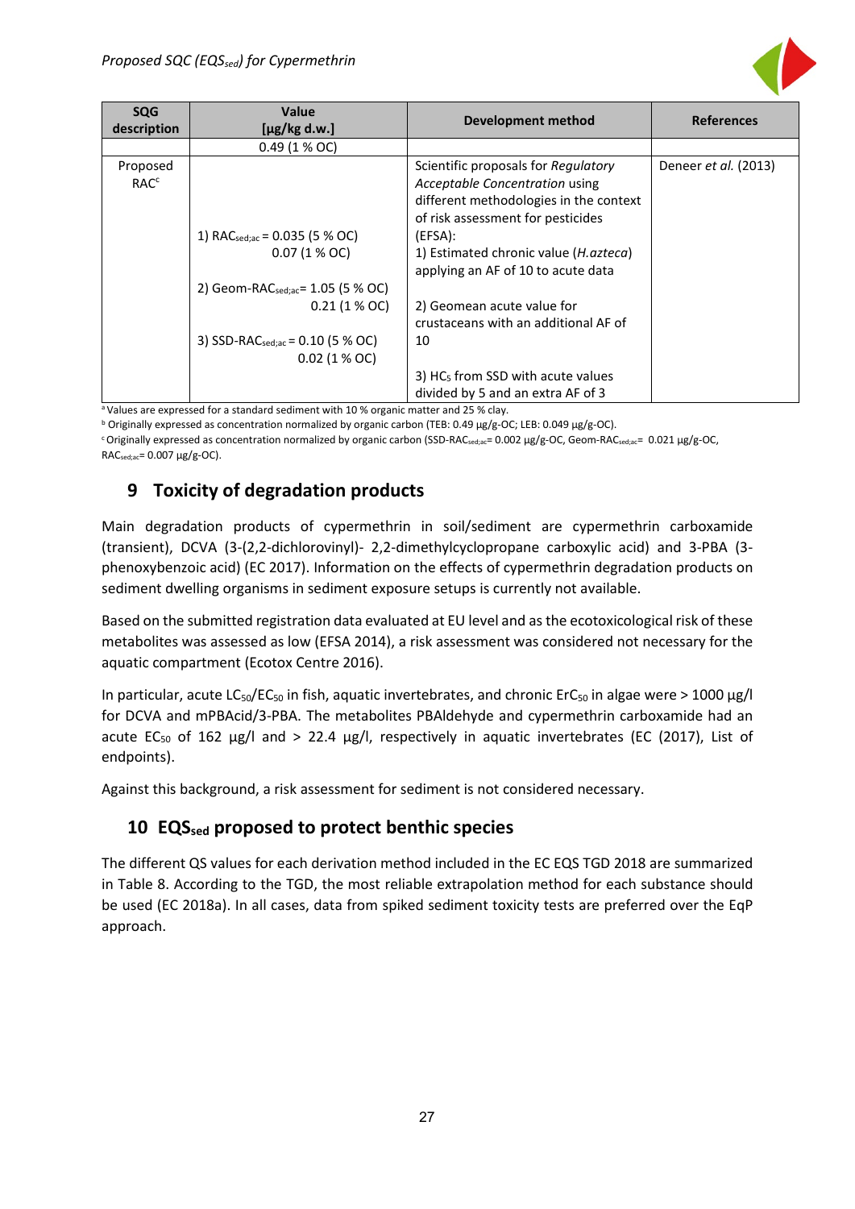| SQG description | Value [µg/kg d.w.] | Development method | References |
|---|---|---|---|
| | 0.49 (1 % OC) | | |
| Proposed RAC[c] | 1) $RAC_{sed;ac}$ = 0.035 (5 % OC) 0.07 (1 % OC)<br><br>2) Geom-$RAC_{sed;ac}$= 1.05 (5 % OC) 0.21 (1 % OC)<br><br>3) SSD-$RAC_{sed;ac}$ = 0.10 (5 % OC) 0.02 (1 % OC) | Scientific proposals for *Regulatory Acceptable Concentration* using different methodologies in the context of risk assessment for pesticides (EFSA):<br>1) Estimated chronic value (*H.azteca*) applying an AF of 10 to acute data<br><br>2) Geomean acute value for crustaceans with an additional AF of 10<br><br>3) $HC_5$ from SSD with acute values divided by 5 and an extra AF of 3 | Deneer *et al.* (2013) |

[a] Values are expressed for a standard sediment with 10 % organic matter and 25 % clay.

[b] Originally expressed as concentration normalized by organic carbon (TEB: 0.49 µg/g-OC; LEB: 0.049 µg/g-OC).

[c] Originally expressed as concentration normalized by organic carbon (SSD-$RAC_{sed;ac}$= 0.002 µg/g-OC, Geom-$RAC_{sed;ac}$= 0.021 µg/g-OC, $RAC_{sed;ac}$= 0.007 µg/g-OC).

## 9 Toxicity of degradation products

Main degradation products of cypermethrin in soil/sediment are cypermethrin carboxamide (transient), DCVA (3-(2,2-dichlorovinyl)- 2,2-dimethylcyclopropane carboxylic acid) and 3-PBA (3-phenoxybenzoic acid) (EC 2017). Information on the effects of cypermethrin degradation products on sediment dwelling organisms in sediment exposure setups is currently not available.

Based on the submitted registration data evaluated at EU level and as the ecotoxicological risk of these metabolites was assessed as low (EFSA 2014), a risk assessment was considered not necessary for the aquatic compartment (Ecotox Centre 2016).

In particular, acute $LC_{50}$/$EC_{50}$ in fish, aquatic invertebrates, and chronic $ErC_{50}$ in algae were > 1000 µg/l for DCVA and mPBAcid/3-PBA. The metabolites PBAldehyde and cypermethrin carboxamide had an acute $EC_{50}$ of 162 µg/l and > 22.4 µg/l, respectively in aquatic invertebrates (EC (2017), List of endpoints).

Against this background, a risk assessment for sediment is not considered necessary.

## 10 $EQS_{sed}$ proposed to protect benthic species

The different QS values for each derivation method included in the EC EQS TGD 2018 are summarized in Table 8. According to the TGD, the most reliable extrapolation method for each substance should be used (EC 2018a). In all cases, data from spiked sediment toxicity tests are preferred over the EqP approach.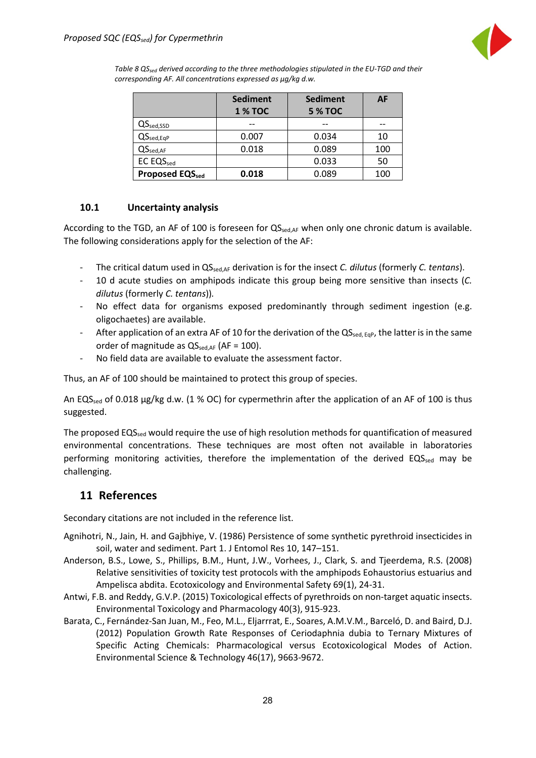*Table 8 $QS_{sed}$ derived according to the three methodologies stipulated in the EU-TGD and their corresponding AF. All concentrations expressed as µg/kg d.w.*

| | Sediment 1 % TOC | Sediment 5 % TOC | AF |
|---|---|---|---|
| $QS_{sed,SSD}$ | -- | -- | -- |
| $QS_{sed,EqP}$ | 0.007 | 0.034 | 10 |
| $QS_{sed,AF}$ | 0.018 | 0.089 | 100 |
| EC $EQS_{sed}$ | | 0.033 | 50 |
| **Proposed $EQS_{sed}$** | **0.018** | 0.089 | 100 |

### 10.1 Uncertainty analysis

According to the TGD, an AF of 100 is foreseen for $QS_{sed,AF}$ when only one chronic datum is available. The following considerations apply for the selection of the AF:

- The critical datum used in $QS_{sed,AF}$ derivation is for the insect *C. dilutus* (formerly *C. tentans*).
- 10 d acute studies on amphipods indicate this group being more sensitive than insects (*C. dilutus* (formerly *C. tentans*)).
- No effect data for organisms exposed predominantly through sediment ingestion (e.g. oligochaetes) are available.
- After application of an extra AF of 10 for the derivation of the $QS_{sed,EqP}$, the latter is in the same order of magnitude as $QS_{sed,AF}$ (AF = 100).
- No field data are available to evaluate the assessment factor.

Thus, an AF of 100 should be maintained to protect this group of species.

An $EQS_{sed}$ of 0.018 µg/kg d.w. (1 % OC) for cypermethrin after the application of an AF of 100 is thus suggested.

The proposed $EQS_{sed}$ would require the use of high resolution methods for quantification of measured environmental concentrations. These techniques are most often not available in laboratories performing monitoring activities, therefore the implementation of the derived $EQS_{sed}$ may be challenging.

## 11 References

Secondary citations are not included in the reference list.

Agnihotri, N., Jain, H. and Gajbhiye, V. (1986) Persistence of some synthetic pyrethroid insecticides in soil, water and sediment. Part 1. J Entomol Res 10, 147–151.

Anderson, B.S., Lowe, S., Phillips, B.M., Hunt, J.W., Vorhees, J., Clark, S. and Tjeerdema, R.S. (2008) Relative sensitivities of toxicity test protocols with the amphipods Eohaustorius estuarius and Ampelisca abdita. Ecotoxicology and Environmental Safety 69(1), 24-31.

Antwi, F.B. and Reddy, G.V.P. (2015) Toxicological effects of pyrethroids on non-target aquatic insects. Environmental Toxicology and Pharmacology 40(3), 915-923.

Barata, C., Fernández-San Juan, M., Feo, M.L., Eljarrat, E., Soares, A.M.V.M., Barceló, D. and Baird, D.J. (2012) Population Growth Rate Responses of Ceriodaphnia dubia to Ternary Mixtures of Specific Acting Chemicals: Pharmacological versus Ecotoxicological Modes of Action. Environmental Science & Technology 46(17), 9663-9672.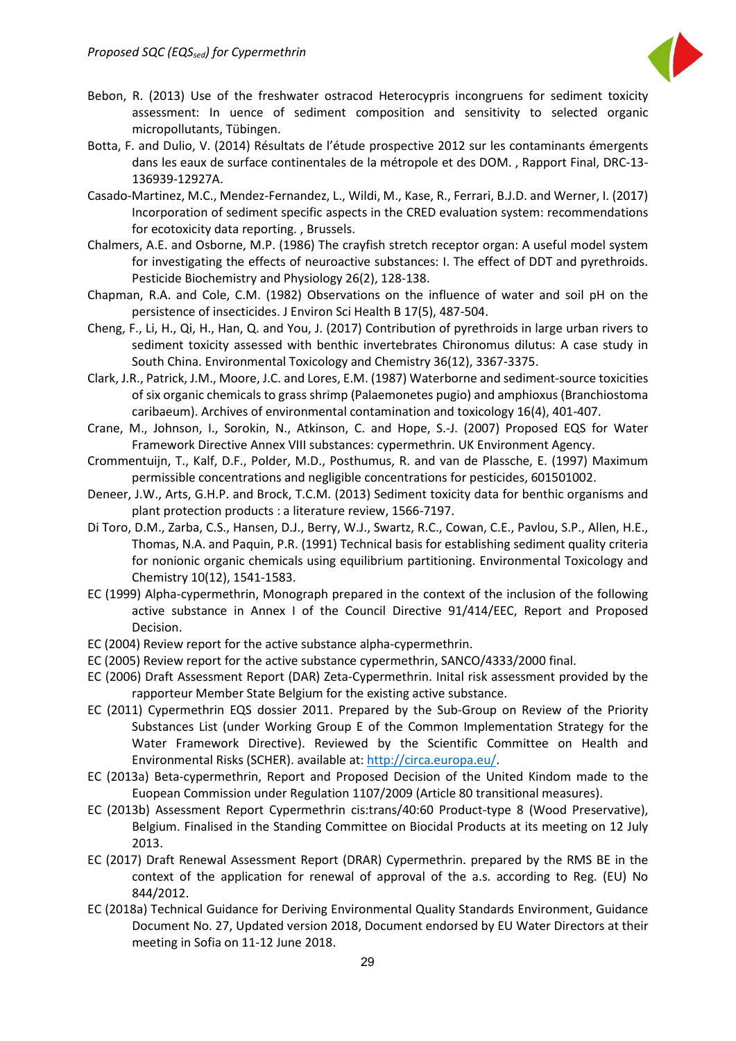Bebon, R. (2013) Use of the freshwater ostracod Heterocypris incongruens for sediment toxicity assessment: In uence of sediment composition and sensitivity to selected organic micropollutants, Tübingen.

Botta, F. and Dulio, V. (2014) Résultats de l'étude prospective 2012 sur les contaminants émergents dans les eaux de surface continentales de la métropole et des DOM. , Rapport Final, DRC-13-136939-12927A.

Casado-Martinez, M.C., Mendez-Fernandez, L., Wildi, M., Kase, R., Ferrari, B.J.D. and Werner, I. (2017) Incorporation of sediment specific aspects in the CRED evaluation system: recommendations for ecotoxicity data reporting. , Brussels.

Chalmers, A.E. and Osborne, M.P. (1986) The crayfish stretch receptor organ: A useful model system for investigating the effects of neuroactive substances: I. The effect of DDT and pyrethroids. Pesticide Biochemistry and Physiology 26(2), 128-138.

Chapman, R.A. and Cole, C.M. (1982) Observations on the influence of water and soil pH on the persistence of insecticides. J Environ Sci Health B 17(5), 487-504.

Cheng, F., Li, H., Qi, H., Han, Q. and You, J. (2017) Contribution of pyrethroids in large urban rivers to sediment toxicity assessed with benthic invertebrates Chironomus dilutus: A case study in South China. Environmental Toxicology and Chemistry 36(12), 3367-3375.

Clark, J.R., Patrick, J.M., Moore, J.C. and Lores, E.M. (1987) Waterborne and sediment-source toxicities of six organic chemicals to grass shrimp (Palaemonetes pugio) and amphioxus (Branchiostoma caribaeum). Archives of environmental contamination and toxicology 16(4), 401-407.

Crane, M., Johnson, I., Sorokin, N., Atkinson, C. and Hope, S.-J. (2007) Proposed EQS for Water Framework Directive Annex VIII substances: cypermethrin. UK Environment Agency.

Crommentuijn, T., Kalf, D.F., Polder, M.D., Posthumus, R. and van de Plassche, E. (1997) Maximum permissible concentrations and negligible concentrations for pesticides, 601501002.

Deneer, J.W., Arts, G.H.P. and Brock, T.C.M. (2013) Sediment toxicity data for benthic organisms and plant protection products : a literature review, 1566-7197.

Di Toro, D.M., Zarba, C.S., Hansen, D.J., Berry, W.J., Swartz, R.C., Cowan, C.E., Pavlou, S.P., Allen, H.E., Thomas, N.A. and Paquin, P.R. (1991) Technical basis for establishing sediment quality criteria for nonionic organic chemicals using equilibrium partitioning. Environmental Toxicology and Chemistry 10(12), 1541-1583.

EC (1999) Alpha-cypermethrin, Monograph prepared in the context of the inclusion of the following active substance in Annex I of the Council Directive 91/414/EEC, Report and Proposed Decision.

EC (2004) Review report for the active substance alpha-cypermethrin.

EC (2005) Review report for the active substance cypermethrin, SANCO/4333/2000 final.

EC (2006) Draft Assessment Report (DAR) Zeta-Cypermethrin. Inital risk assessment provided by the rapporteur Member State Belgium for the existing active substance.

EC (2011) Cypermethrin EQS dossier 2011. Prepared by the Sub-Group on Review of the Priority Substances List (under Working Group E of the Common Implementation Strategy for the Water Framework Directive). Reviewed by the Scientific Committee on Health and Environmental Risks (SCHER). available at: http://circa.europa.eu/.

EC (2013a) Beta-cypermethrin, Report and Proposed Decision of the United Kindom made to the Euopean Commission under Regulation 1107/2009 (Article 80 transitional measures).

EC (2013b) Assessment Report Cypermethrin cis:trans/40:60 Product-type 8 (Wood Preservative), Belgium. Finalised in the Standing Committee on Biocidal Products at its meeting on 12 July 2013.

EC (2017) Draft Renewal Assessment Report (DRAR) Cypermethrin. prepared by the RMS BE in the context of the application for renewal of approval of the a.s. according to Reg. (EU) No 844/2012.

EC (2018a) Technical Guidance for Deriving Environmental Quality Standards Environment, Guidance Document No. 27, Updated version 2018, Document endorsed by EU Water Directors at their meeting in Sofia on 11-12 June 2018.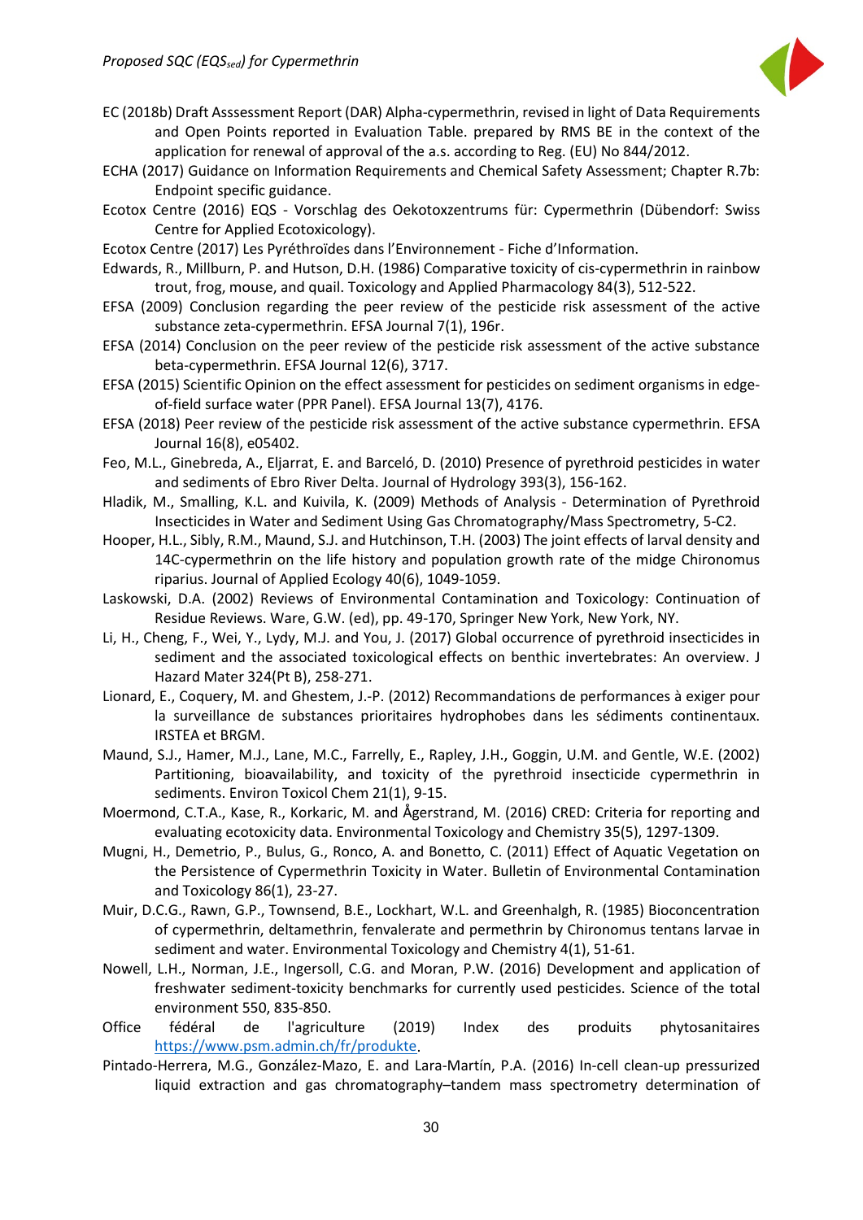EC (2018b) Draft Asssessment Report (DAR) Alpha-cypermethrin, revised in light of Data Requirements and Open Points reported in Evaluation Table. prepared by RMS BE in the context of the application for renewal of approval of the a.s. according to Reg. (EU) No 844/2012.

ECHA (2017) Guidance on Information Requirements and Chemical Safety Assessment; Chapter R.7b: Endpoint specific guidance.

Ecotox Centre (2016) EQS - Vorschlag des Oekotoxzentrums für: Cypermethrin (Dübendorf: Swiss Centre for Applied Ecotoxicology).

Ecotox Centre (2017) Les Pyréthroïdes dans l'Environnement - Fiche d'Information.

Edwards, R., Millburn, P. and Hutson, D.H. (1986) Comparative toxicity of cis-cypermethrin in rainbow trout, frog, mouse, and quail. Toxicology and Applied Pharmacology 84(3), 512-522.

EFSA (2009) Conclusion regarding the peer review of the pesticide risk assessment of the active substance zeta-cypermethrin. EFSA Journal 7(1), 196r.

EFSA (2014) Conclusion on the peer review of the pesticide risk assessment of the active substance beta-cypermethrin. EFSA Journal 12(6), 3717.

EFSA (2015) Scientific Opinion on the effect assessment for pesticides on sediment organisms in edge-of-field surface water (PPR Panel). EFSA Journal 13(7), 4176.

EFSA (2018) Peer review of the pesticide risk assessment of the active substance cypermethrin. EFSA Journal 16(8), e05402.

Feo, M.L., Ginebreda, A., Eljarrat, E. and Barceló, D. (2010) Presence of pyrethroid pesticides in water and sediments of Ebro River Delta. Journal of Hydrology 393(3), 156-162.

Hladik, M., Smalling, K.L. and Kuivila, K. (2009) Methods of Analysis - Determination of Pyrethroid Insecticides in Water and Sediment Using Gas Chromatography/Mass Spectrometry, 5-C2.

Hooper, H.L., Sibly, R.M., Maund, S.J. and Hutchinson, T.H. (2003) The joint effects of larval density and 14C-cypermethrin on the life history and population growth rate of the midge Chironomus riparius. Journal of Applied Ecology 40(6), 1049-1059.

Laskowski, D.A. (2002) Reviews of Environmental Contamination and Toxicology: Continuation of Residue Reviews. Ware, G.W. (ed), pp. 49-170, Springer New York, New York, NY.

Li, H., Cheng, F., Wei, Y., Lydy, M.J. and You, J. (2017) Global occurrence of pyrethroid insecticides in sediment and the associated toxicological effects on benthic invertebrates: An overview. J Hazard Mater 324(Pt B), 258-271.

Lionard, E., Coquery, M. and Ghestem, J.-P. (2012) Recommandations de performances à exiger pour la surveillance de substances prioritaires hydrophobes dans les sédiments continentaux. IRSTEA et BRGM.

Maund, S.J., Hamer, M.J., Lane, M.C., Farrelly, E., Rapley, J.H., Goggin, U.M. and Gentle, W.E. (2002) Partitioning, bioavailability, and toxicity of the pyrethroid insecticide cypermethrin in sediments. Environ Toxicol Chem 21(1), 9-15.

Moermond, C.T.A., Kase, R., Korkaric, M. and Ågerstrand, M. (2016) CRED: Criteria for reporting and evaluating ecotoxicity data. Environmental Toxicology and Chemistry 35(5), 1297-1309.

Mugni, H., Demetrio, P., Bulus, G., Ronco, A. and Bonetto, C. (2011) Effect of Aquatic Vegetation on the Persistence of Cypermethrin Toxicity in Water. Bulletin of Environmental Contamination and Toxicology 86(1), 23-27.

Muir, D.C.G., Rawn, G.P., Townsend, B.E., Lockhart, W.L. and Greenhalgh, R. (1985) Bioconcentration of cypermethrin, deltamethrin, fenvalerate and permethrin by Chironomus tentans larvae in sediment and water. Environmental Toxicology and Chemistry 4(1), 51-61.

Nowell, L.H., Norman, J.E., Ingersoll, C.G. and Moran, P.W. (2016) Development and application of freshwater sediment-toxicity benchmarks for currently used pesticides. Science of the total environment 550, 835-850.

Office fédéral de l'agriculture (2019) Index des produits phytosanitaires https://www.psm.admin.ch/fr/produkte.

Pintado-Herrera, M.G., González-Mazo, E. and Lara-Martín, P.A. (2016) In-cell clean-up pressurized liquid extraction and gas chromatography–tandem mass spectrometry determination of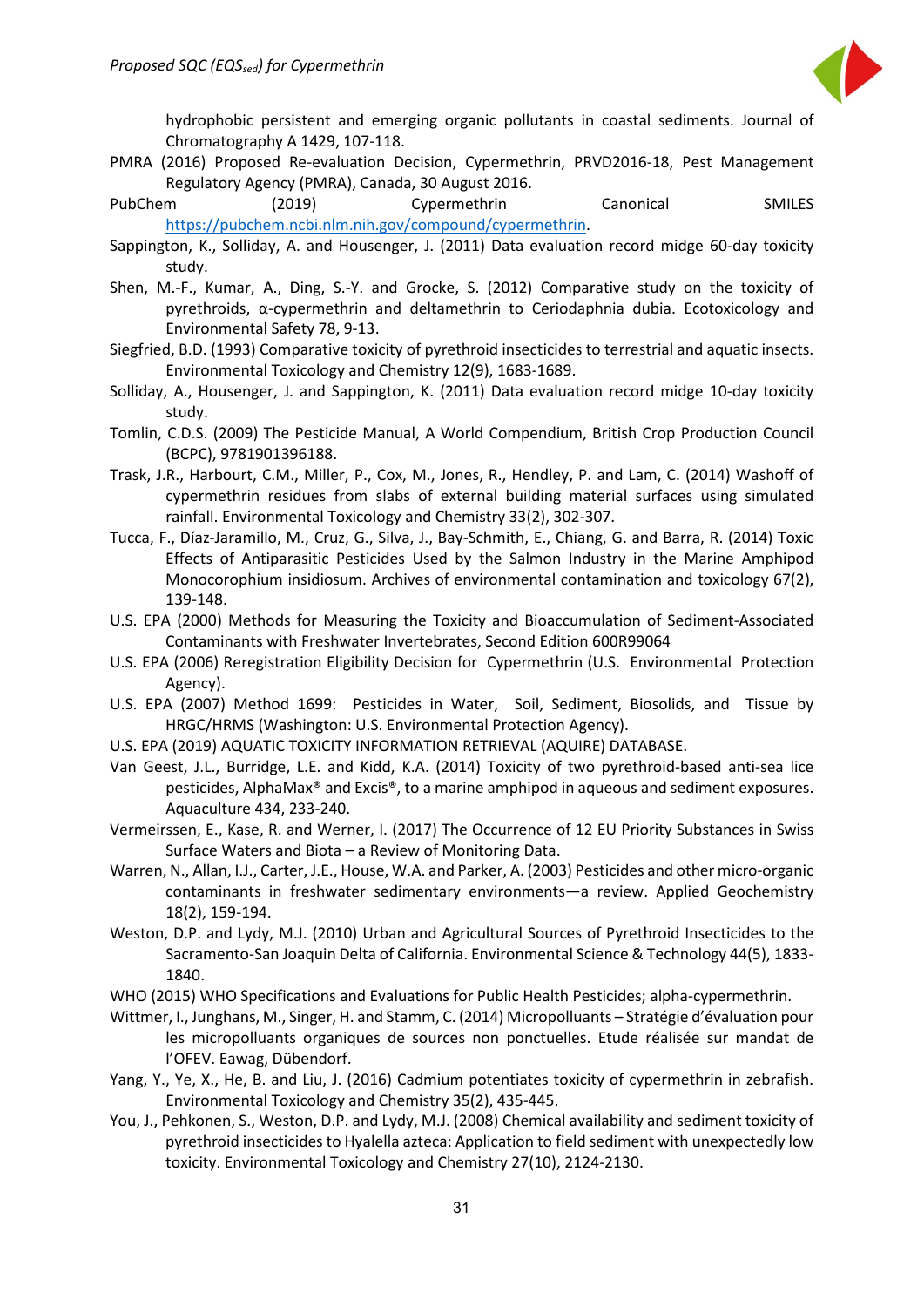hydrophobic persistent and emerging organic pollutants in coastal sediments. Journal of Chromatography A 1429, 107-118.

PMRA (2016) Proposed Re-evaluation Decision, Cypermethrin, PRVD2016-18, Pest Management Regulatory Agency (PMRA), Canada, 30 August 2016.

PubChem (2019) Cypermethrin Canonical SMILES https://pubchem.ncbi.nlm.nih.gov/compound/cypermethrin.

Sappington, K., Solliday, A. and Housenger, J. (2011) Data evaluation record midge 60-day toxicity study.

Shen, M.-F., Kumar, A., Ding, S.-Y. and Grocke, S. (2012) Comparative study on the toxicity of pyrethroids, α-cypermethrin and deltamethrin to Ceriodaphnia dubia. Ecotoxicology and Environmental Safety 78, 9-13.

Siegfried, B.D. (1993) Comparative toxicity of pyrethroid insecticides to terrestrial and aquatic insects. Environmental Toxicology and Chemistry 12(9), 1683-1689.

Solliday, A., Housenger, J. and Sappington, K. (2011) Data evaluation record midge 10-day toxicity study.

Tomlin, C.D.S. (2009) The Pesticide Manual, A World Compendium, British Crop Production Council (BCPC), 9781901396188.

Trask, J.R., Harbourt, C.M., Miller, P., Cox, M., Jones, R., Hendley, P. and Lam, C. (2014) Washoff of cypermethrin residues from slabs of external building material surfaces using simulated rainfall. Environmental Toxicology and Chemistry 33(2), 302-307.

Tucca, F., Díaz-Jaramillo, M., Cruz, G., Silva, J., Bay-Schmith, E., Chiang, G. and Barra, R. (2014) Toxic Effects of Antiparasitic Pesticides Used by the Salmon Industry in the Marine Amphipod Monocorophium insidiosum. Archives of environmental contamination and toxicology 67(2), 139-148.

U.S. EPA (2000) Methods for Measuring the Toxicity and Bioaccumulation of Sediment-Associated Contaminants with Freshwater Invertebrates, Second Edition 600R99064

U.S. EPA (2006) Reregistration Eligibility Decision for Cypermethrin (U.S. Environmental Protection Agency).

U.S. EPA (2007) Method 1699: Pesticides in Water, Soil, Sediment, Biosolids, and Tissue by HRGC/HRMS (Washington: U.S. Environmental Protection Agency).

U.S. EPA (2019) AQUATIC TOXICITY INFORMATION RETRIEVAL (AQUIRE) DATABASE.

Van Geest, J.L., Burridge, L.E. and Kidd, K.A. (2014) Toxicity of two pyrethroid-based anti-sea lice pesticides, AlphaMax® and Excis®, to a marine amphipod in aqueous and sediment exposures. Aquaculture 434, 233-240.

Vermeirssen, E., Kase, R. and Werner, I. (2017) The Occurrence of 12 EU Priority Substances in Swiss Surface Waters and Biota – a Review of Monitoring Data.

Warren, N., Allan, I.J., Carter, J.E., House, W.A. and Parker, A. (2003) Pesticides and other micro-organic contaminants in freshwater sedimentary environments—a review. Applied Geochemistry 18(2), 159-194.

Weston, D.P. and Lydy, M.J. (2010) Urban and Agricultural Sources of Pyrethroid Insecticides to the Sacramento-San Joaquin Delta of California. Environmental Science & Technology 44(5), 1833-1840.

WHO (2015) WHO Specifications and Evaluations for Public Health Pesticides; alpha-cypermethrin.

Wittmer, I., Junghans, M., Singer, H. and Stamm, C. (2014) Micropolluants – Stratégie d'évaluation pour les micropolluants organiques de sources non ponctuelles. Etude réalisée sur mandat de l'OFEV. Eawag, Dübendorf.

Yang, Y., Ye, X., He, B. and Liu, J. (2016) Cadmium potentiates toxicity of cypermethrin in zebrafish. Environmental Toxicology and Chemistry 35(2), 435-445.

You, J., Pehkonen, S., Weston, D.P. and Lydy, M.J. (2008) Chemical availability and sediment toxicity of pyrethroid insecticides to Hyalella azteca: Application to field sediment with unexpectedly low toxicity. Environmental Toxicology and Chemistry 27(10), 2124-2130.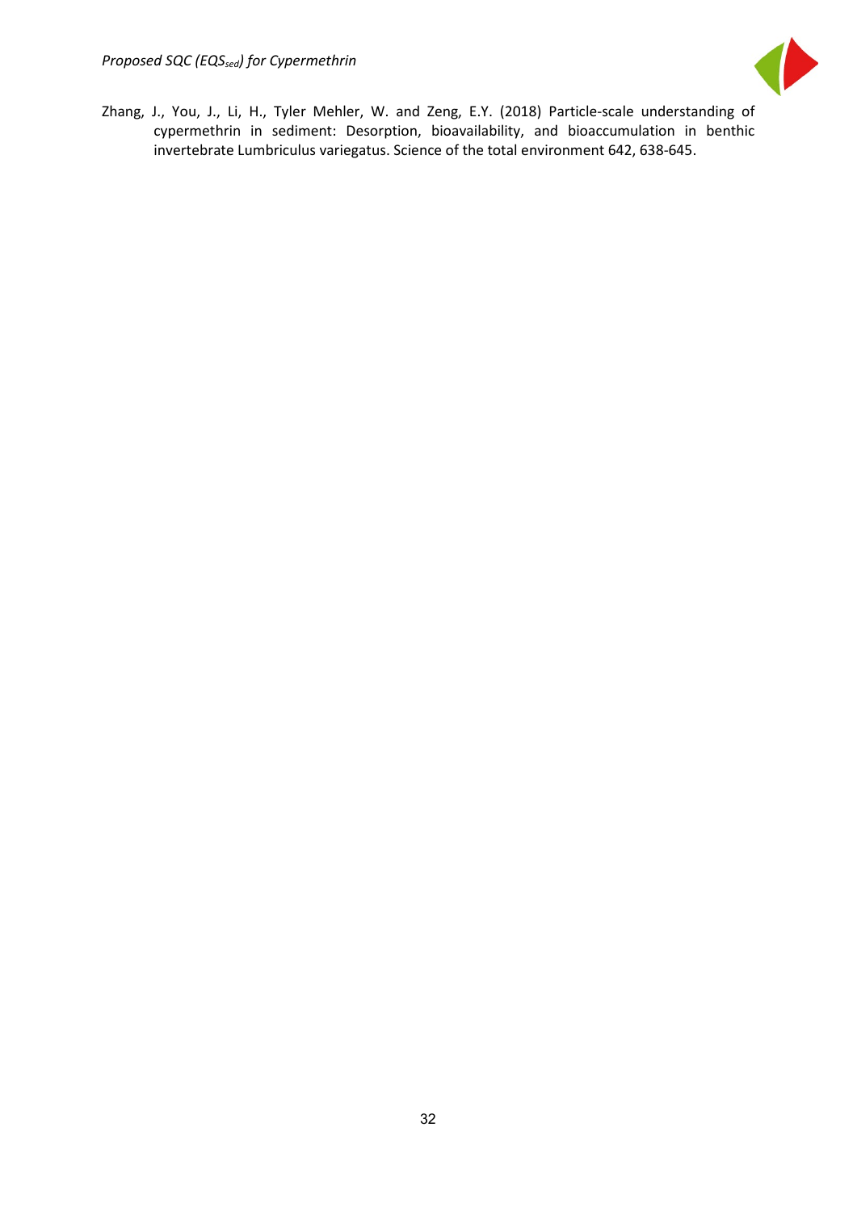Zhang, J., You, J., Li, H., Tyler Mehler, W. and Zeng, E.Y. (2018) Particle-scale understanding of cypermethrin in sediment: Desorption, bioavailability, and bioaccumulation in benthic invertebrate Lumbriculus variegatus. Science of the total environment 642, 638-645.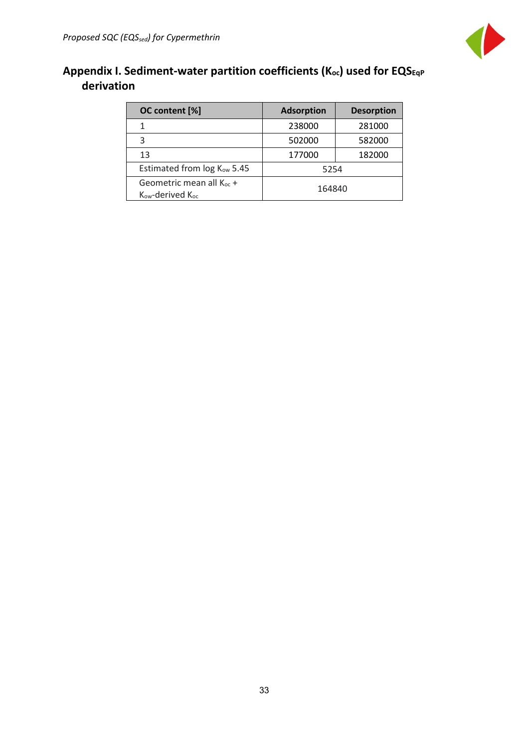## Appendix I. Sediment-water partition coefficients ($K_{oc}$) used for $EQS_{EqP}$ derivation

| OC content [%] | Adsorption | Desorption |
|---|---|---|
| 1 | 238000 | 281000 |
| 3 | 502000 | 582000 |
| 13 | 177000 | 182000 |
| Estimated from log $K_{ow}$ 5.45 | 5254 | |
| Geometric mean all $K_{oc}$ + $K_{ow}$-derived $K_{oc}$ | 164840 | |